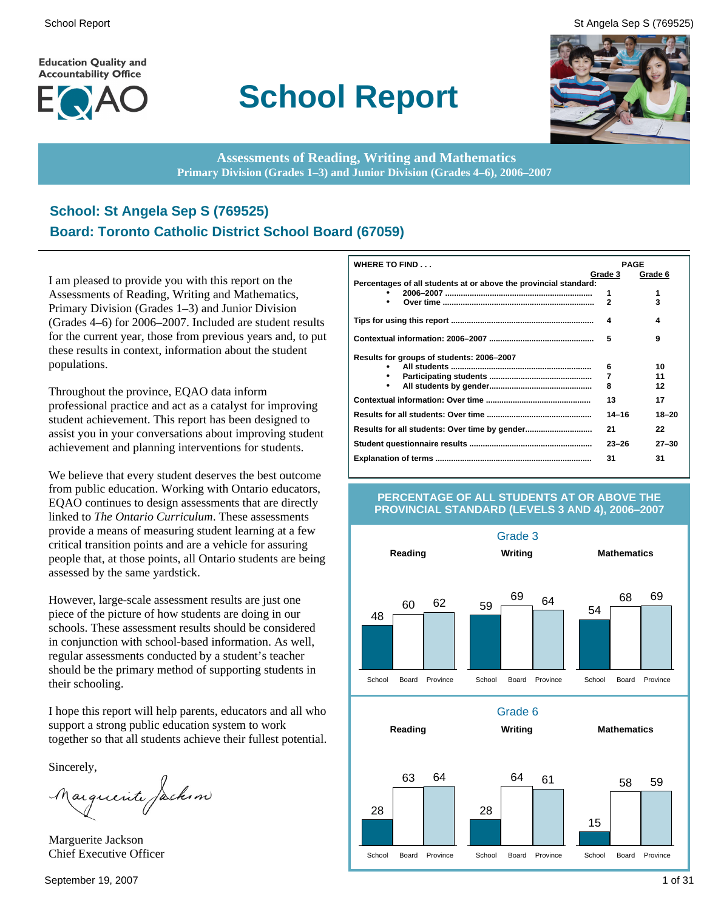# School Report

Education Quality and Accountability Office

EQAO

**Assessments of Reading, Writing and Mathematics**
**Primary Division (Grades 1–3) and Junior Division (Grades 4–6), 2006–2007**

## School: St Angela Sep S (769525)
## Board: Toronto Catholic District School Board (67059)

I am pleased to provide you with this report on the Assessments of Reading, Writing and Mathematics, Primary Division (Grades 1–3) and Junior Division (Grades 4–6) for 2006–2007. Included are student results for the current year, those from previous years and, to put these results in context, information about the student populations.

Throughout the province, EQAO data inform professional practice and act as a catalyst for improving student achievement. This report has been designed to assist you in your conversations about improving student achievement and planning interventions for students.

We believe that every student deserves the best outcome from public education. Working with Ontario educators, EQAO continues to design assessments that are directly linked to *The Ontario Curriculum*. These assessments provide a means of measuring student learning at a few critical transition points and are a vehicle for assuring people that, at those points, all Ontario students are being assessed by the same yardstick.

However, large-scale assessment results are just one piece of the picture of how students are doing in our schools. These assessment results should be considered in conjunction with school-based information. As well, regular assessments conducted by a student's teacher should be the primary method of supporting students in their schooling.

I hope this report will help parents, educators and all who support a strong public education system to work together so that all students achieve their fullest potential.

Sincerely,

Marguerite Jackson
Chief Executive Officer

**WHERE TO FIND . . .**

| | PAGE Grade 3 | PAGE Grade 6 |
|---|---|---|
| **Percentages of all students at or above the provincial standard:** | | |
| • 2006–2007 | 1 | 1 |
| • Over time | 2 | 3 |
| Tips for using this report | 4 | 4 |
| Contextual information: 2006–2007 | 5 | 9 |
| **Results for groups of students: 2006–2007** | | |
| • All students | 6 | 10 |
| • Participating students | 7 | 11 |
| • All students by gender | 8 | 12 |
| Contextual information: Over time | 13 | 17 |
| Results for all students: Over time | 14–16 | 18–20 |
| Results for all students: Over time by gender | 21 | 22 |
| Student questionnaire results | 23–26 | 27–30 |
| Explanation of terms | 31 | 31 |

**PERCENTAGE OF ALL STUDENTS AT OR ABOVE THE PROVINCIAL STANDARD (LEVELS 3 AND 4), 2006–2007**

**Grade 3**

| | School | Board | Province |
|---|---|---|---|
| Reading | 48 | 60 | 62 |
| Writing | 59 | 69 | 64 |
| Mathematics | 54 | 68 | 69 |

**Grade 6**

| | School | Board | Province |
|---|---|---|---|
| Reading | 28 | 63 | 64 |
| Writing | 28 | 64 | 61 |
| Mathematics | 15 | 58 | 59 |

September 19, 2007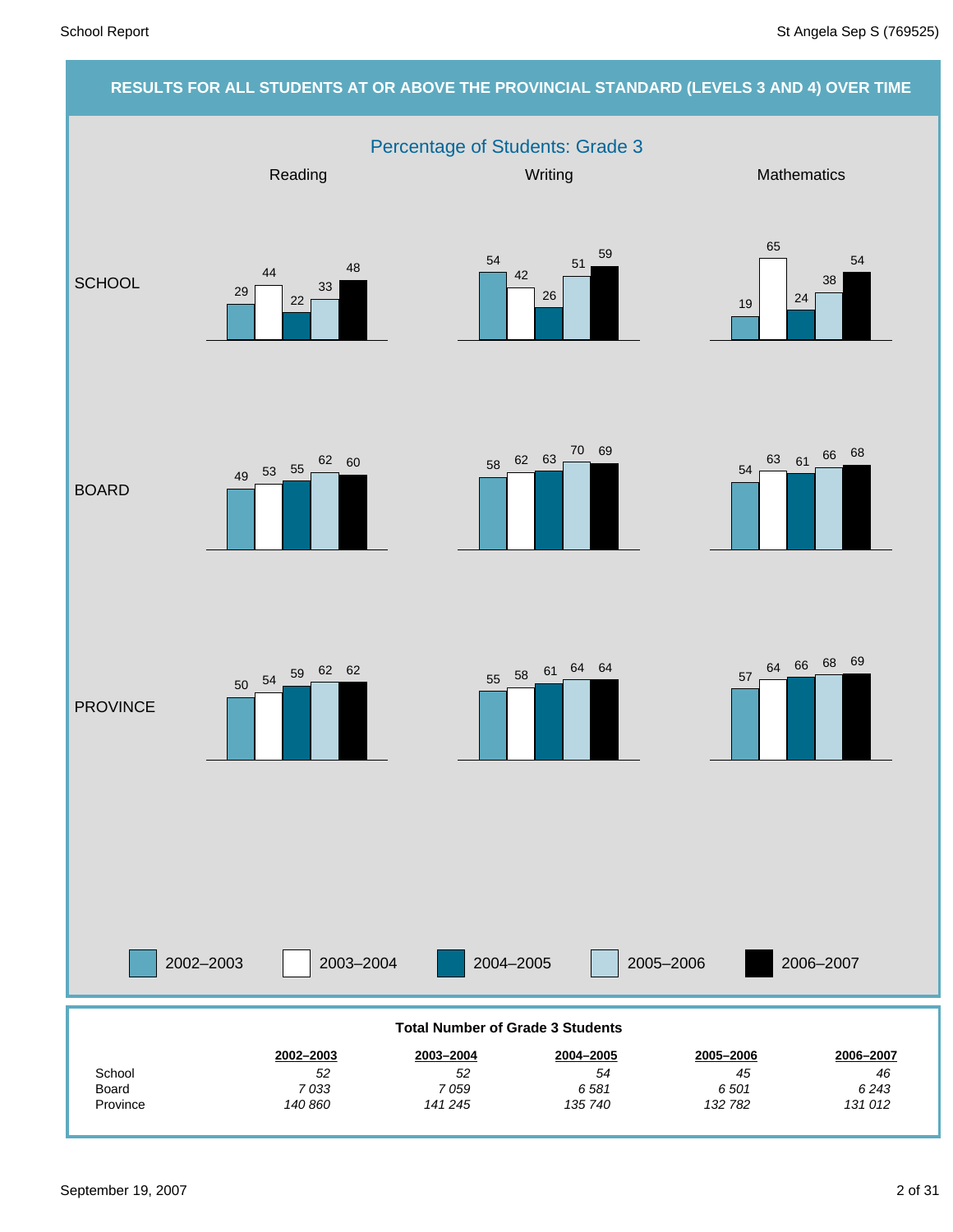## RESULTS FOR ALL STUDENTS AT OR ABOVE THE PROVINCIAL STANDARD (LEVELS 3 AND 4) OVER TIME

### Percentage of Students: Grade 3

| | Reading | | | | | Writing | | | | | Mathematics | | | | |
|---|---|---|---|---|---|---|---|---|---|---|---|---|---|---|---|
| | 2002–2003 | 2003–2004 | 2004–2005 | 2005–2006 | 2006–2007 | 2002–2003 | 2003–2004 | 2004–2005 | 2005–2006 | 2006–2007 | 2002–2003 | 2003–2004 | 2004–2005 | 2005–2006 | 2006–2007 |
| SCHOOL | 29 | 44 | 22 | 33 | 48 | 54 | 42 | 26 | 51 | 59 | 19 | 65 | 24 | 38 | 54 |
| BOARD | 49 | 53 | 55 | 62 | 60 | 58 | 62 | 63 | 70 | 69 | 54 | 63 | 61 | 66 | 68 |
| PROVINCE | 50 | 54 | 59 | 62 | 62 | 55 | 58 | 61 | 64 | 64 | 57 | 64 | 66 | 68 | 69 |

**Total Number of Grade 3 Students**

| | 2002–2003 | 2003–2004 | 2004–2005 | 2005–2006 | 2006–2007 |
|---|---|---|---|---|---|
| School | *52* | *52* | *54* | *45* | *46* |
| Board | *7 033* | *7 059* | *6 581* | *6 501* | *6 243* |
| Province | *140 860* | *141 245* | *135 740* | *132 782* | *131 012* |

September 19, 2007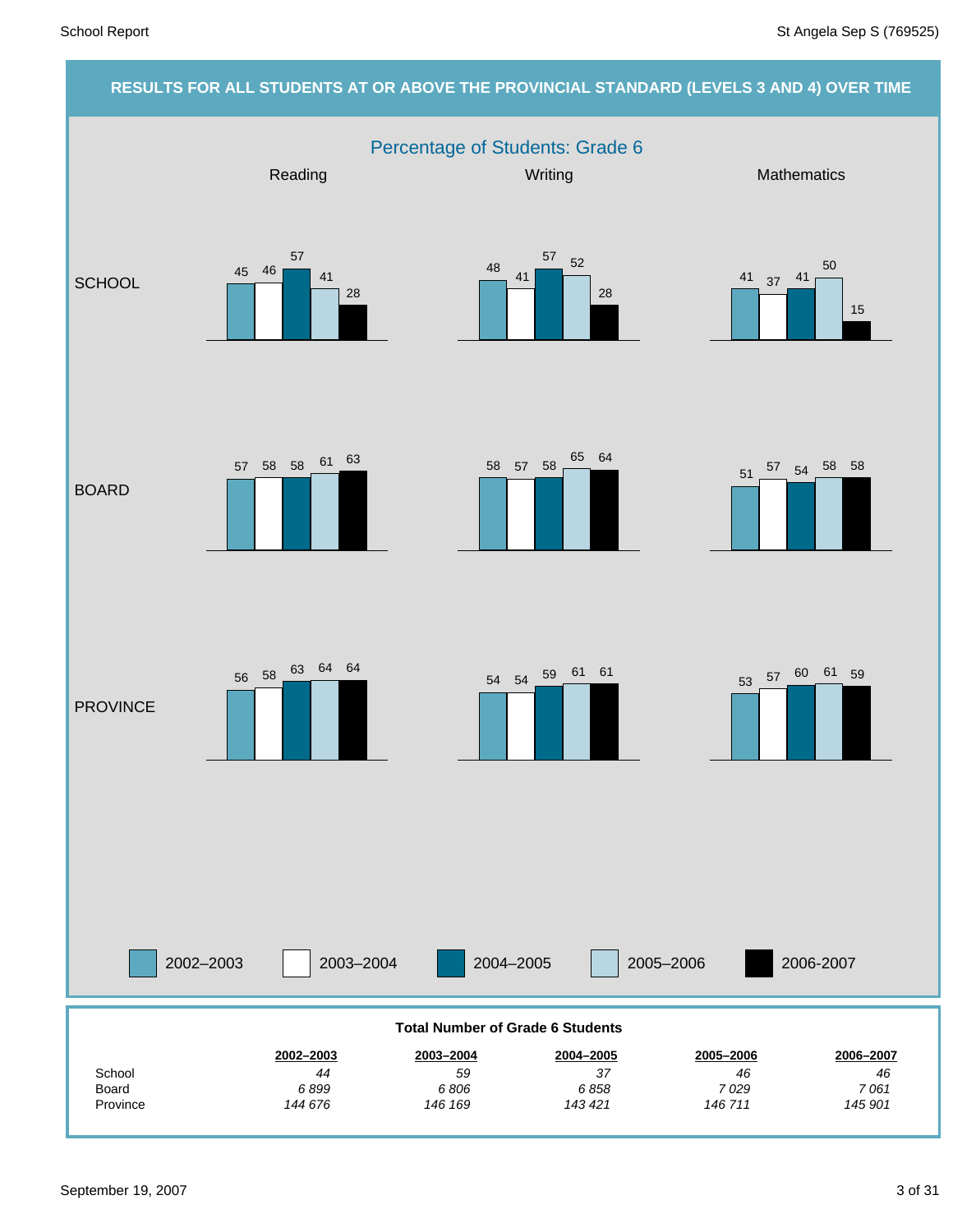## RESULTS FOR ALL STUDENTS AT OR ABOVE THE PROVINCIAL STANDARD (LEVELS 3 AND 4) OVER TIME

### Percentage of Students: Grade 6

| | Reading | | | | | Writing | | | | | Mathematics | | | | |
|---|---|---|---|---|---|---|---|---|---|---|---|---|---|---|---|
| | 2002–2003 | 2003–2004 | 2004–2005 | 2005–2006 | 2006-2007 | 2002–2003 | 2003–2004 | 2004–2005 | 2005–2006 | 2006-2007 | 2002–2003 | 2003–2004 | 2004–2005 | 2005–2006 | 2006-2007 |
| SCHOOL | 45 | 46 | 57 | 41 | 28 | 48 | 41 | 57 | 52 | 28 | 41 | 37 | 41 | 50 | 15 |
| BOARD | 57 | 58 | 58 | 61 | 63 | 58 | 57 | 58 | 65 | 64 | 51 | 57 | 54 | 58 | 58 |
| PROVINCE | 56 | 58 | 63 | 64 | 64 | 54 | 54 | 59 | 61 | 61 | 53 | 57 | 60 | 61 | 59 |

**Total Number of Grade 6 Students**

| | 2002–2003 | 2003–2004 | 2004–2005 | 2005–2006 | 2006–2007 |
|---|---|---|---|---|---|
| School | *44* | *59* | *37* | *46* | *46* |
| Board | *6 899* | *6 806* | *6 858* | *7 029* | *7 061* |
| Province | *144 676* | *146 169* | *143 421* | *146 711* | *145 901* |

September 19, 2007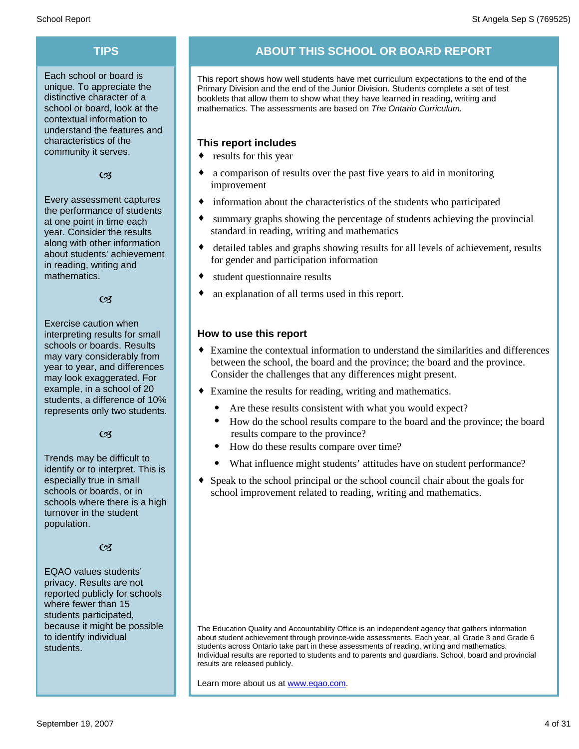## TIPS

Each school or board is unique. To appreciate the distinctive character of a school or board, look at the contextual information to understand the features and characteristics of the community it serves.

☙

Every assessment captures the performance of students at one point in time each year. Consider the results along with other information about students' achievement in reading, writing and mathematics.

☙

Exercise caution when interpreting results for small schools or boards. Results may vary considerably from year to year, and differences may look exaggerated. For example, in a school of 20 students, a difference of 10% represents only two students.

☙

Trends may be difficult to identify or to interpret. This is especially true in small schools or boards, or in schools where there is a high turnover in the student population.

☙

EQAO values students' privacy. Results are not reported publicly for schools where fewer than 15 students participated, because it might be possible to identify individual students.

## ABOUT THIS SCHOOL OR BOARD REPORT

This report shows how well students have met curriculum expectations to the end of the Primary Division and the end of the Junior Division. Students complete a set of test booklets that allow them to show what they have learned in reading, writing and mathematics. The assessments are based on *The Ontario Curriculum.*

### This report includes

- results for this year
- a comparison of results over the past five years to aid in monitoring improvement
- information about the characteristics of the students who participated
- summary graphs showing the percentage of students achieving the provincial standard in reading, writing and mathematics
- detailed tables and graphs showing results for all levels of achievement, results for gender and participation information
- student questionnaire results
- an explanation of all terms used in this report.

### How to use this report

- Examine the contextual information to understand the similarities and differences between the school, the board and the province; the board and the province. Consider the challenges that any differences might present.
- Examine the results for reading, writing and mathematics.
  - Are these results consistent with what you would expect?
  - How do the school results compare to the board and the province; the board results compare to the province?
  - How do these results compare over time?
  - What influence might students' attitudes have on student performance?
- Speak to the school principal or the school council chair about the goals for school improvement related to reading, writing and mathematics.

The Education Quality and Accountability Office is an independent agency that gathers information about student achievement through province-wide assessments. Each year, all Grade 3 and Grade 6 students across Ontario take part in these assessments of reading, writing and mathematics. Individual results are reported to students and to parents and guardians. School, board and provincial results are released publicly.

Learn more about us at www.eqao.com.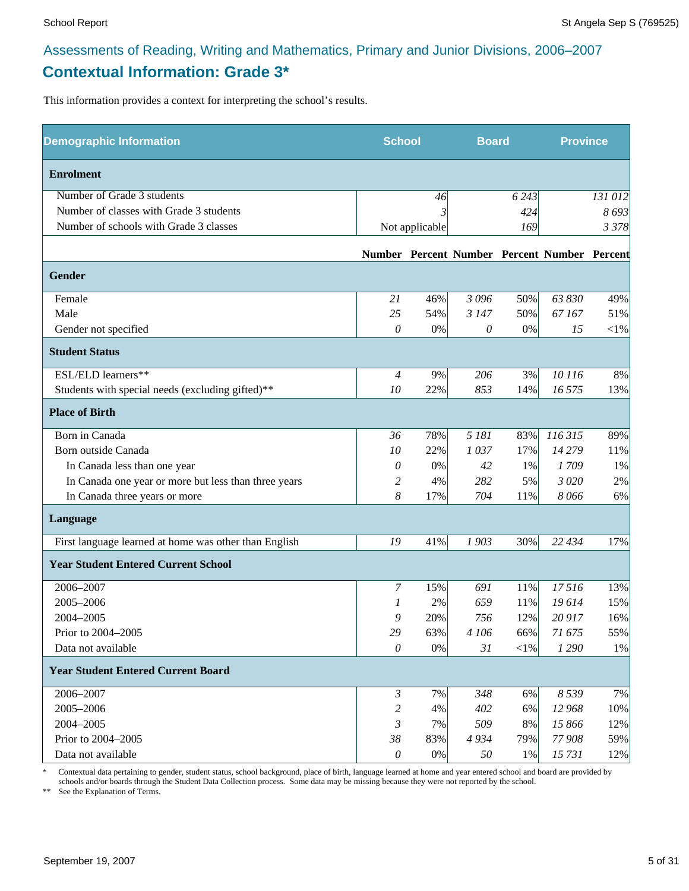## Assessments of Reading, Writing and Mathematics, Primary and Junior Divisions, 2006–2007

# Contextual Information: Grade 3*

This information provides a context for interpreting the school's results.

| Demographic Information | School | | Board | | Province | |
|---|---|---|---|---|---|---|
| **Enrolment** | | | | | | |
| Number of Grade 3 students | | *46* | | *6 243* | | *131 012* |
| Number of classes with Grade 3 students | | *3* | | *424* | | *8 693* |
| Number of schools with Grade 3 classes | | Not applicable | | *169* | | *3 378* |
| | **Number** | **Percent** | **Number** | **Percent** | **Number** | **Percent** |
| **Gender** | | | | | | |
| Female | *21* | 46% | *3 096* | 50% | *63 830* | 49% |
| Male | *25* | 54% | *3 147* | 50% | *67 167* | 51% |
| Gender not specified | *0* | 0% | *0* | 0% | *15* | <1% |
| **Student Status** | | | | | | |
| ESL/ELD learners** | *4* | 9% | *206* | 3% | *10 116* | 8% |
| Students with special needs (excluding gifted)** | *10* | 22% | *853* | 14% | *16 575* | 13% |
| **Place of Birth** | | | | | | |
| Born in Canada | *36* | 78% | *5 181* | 83% | *116 315* | 89% |
| Born outside Canada | *10* | 22% | *1 037* | 17% | *14 279* | 11% |
| In Canada less than one year | *0* | 0% | *42* | 1% | *1 709* | 1% |
| In Canada one year or more but less than three years | *2* | 4% | *282* | 5% | *3 020* | 2% |
| In Canada three years or more | *8* | 17% | *704* | 11% | *8 066* | 6% |
| **Language** | | | | | | |
| First language learned at home was other than English | *19* | 41% | *1 903* | 30% | *22 434* | 17% |
| **Year Student Entered Current School** | | | | | | |
| 2006–2007 | *7* | 15% | *691* | 11% | *17 516* | 13% |
| 2005–2006 | *1* | 2% | *659* | 11% | *19 614* | 15% |
| 2004–2005 | *9* | 20% | *756* | 12% | *20 917* | 16% |
| Prior to 2004–2005 | *29* | 63% | *4 106* | 66% | *71 675* | 55% |
| Data not available | *0* | 0% | *31* | <1% | *1 290* | 1% |
| **Year Student Entered Current Board** | | | | | | |
| 2006–2007 | *3* | 7% | *348* | 6% | *8 539* | 7% |
| 2005–2006 | *2* | 4% | *402* | 6% | *12 968* | 10% |
| 2004–2005 | *3* | 7% | *509* | 8% | *15 866* | 12% |
| Prior to 2004–2005 | *38* | 83% | *4 934* | 79% | *77 908* | 59% |
| Data not available | *0* | 0% | *50* | 1% | *15 731* | 12% |

\* Contextual data pertaining to gender, student status, school background, place of birth, language learned at home and year entered school and board are provided by schools and/or boards through the Student Data Collection process. Some data may be missing because they were not reported by the school.

\** See the Explanation of Terms.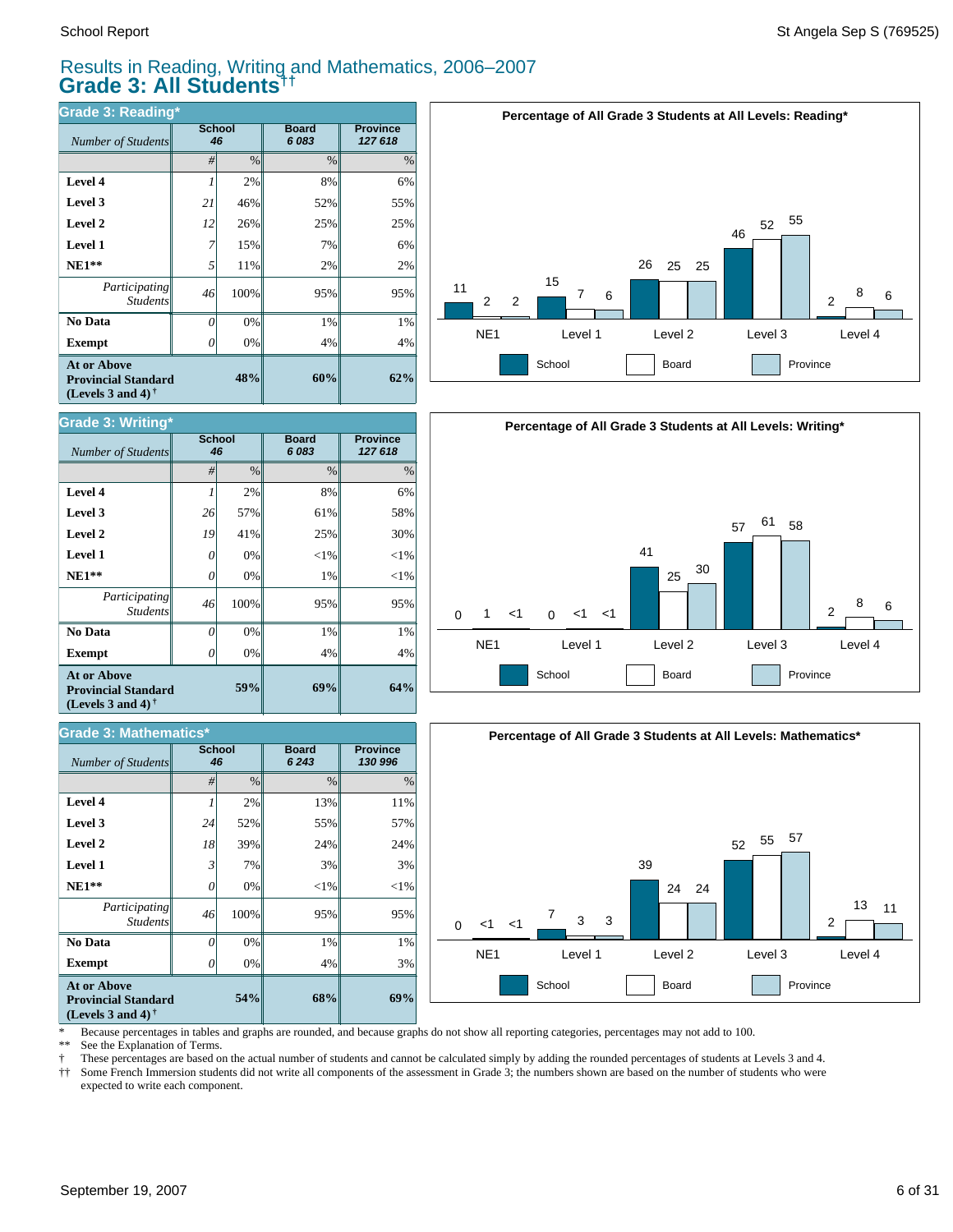# Results in Reading, Writing and Mathematics, 2006–2007

## Grade 3: All Students††

### Grade 3: Reading*

| *Number of Students* | School 46 # | School 46 % | Board 6 083 % | Province 127 618 % |
|---|---|---|---|---|
| **Level 4** | 1 | 2% | 8% | 6% |
| **Level 3** | 21 | 46% | 52% | 55% |
| **Level 2** | 12 | 26% | 25% | 25% |
| **Level 1** | 7 | 15% | 7% | 6% |
| **NE1**** | 5 | 11% | 2% | 2% |
| *Participating Students* | 46 | 100% | 95% | 95% |
| **No Data** | 0 | 0% | 1% | 1% |
| **Exempt** | 0 | 0% | 4% | 4% |
| **At or Above Provincial Standard (Levels 3 and 4)†** | | **48%** | **60%** | **62%** |

**Percentage of All Grade 3 Students at All Levels: Reading***

| | NE1 | Level 1 | Level 2 | Level 3 | Level 4 |
|---|---|---|---|---|---|
| School | 11 | 15 | 26 | 46 | 2 |
| Board | 2 | 7 | 25 | 52 | 8 |
| Province | 2 | 6 | 25 | 55 | 6 |

### Grade 3: Writing*

| *Number of Students* | School 46 # | School 46 % | Board 6 083 % | Province 127 618 % |
|---|---|---|---|---|
| **Level 4** | 1 | 2% | 8% | 6% |
| **Level 3** | 26 | 57% | 61% | 58% |
| **Level 2** | 19 | 41% | 25% | 30% |
| **Level 1** | 0 | 0% | <1% | <1% |
| **NE1**** | 0 | 0% | 1% | <1% |
| *Participating Students* | 46 | 100% | 95% | 95% |
| **No Data** | 0 | 0% | 1% | 1% |
| **Exempt** | 0 | 0% | 4% | 4% |
| **At or Above Provincial Standard (Levels 3 and 4)†** | | **59%** | **69%** | **64%** |

**Percentage of All Grade 3 Students at All Levels: Writing***

| | NE1 | Level 1 | Level 2 | Level 3 | Level 4 |
|---|---|---|---|---|---|
| School | 0 | 0 | 41 | 57 | 2 |
| Board | 1 | <1 | 25 | 61 | 8 |
| Province | <1 | <1 | 30 | 58 | 6 |

### Grade 3: Mathematics*

| *Number of Students* | School 46 # | School 46 % | Board 6 243 % | Province 130 996 % |
|---|---|---|---|---|
| **Level 4** | 1 | 2% | 13% | 11% |
| **Level 3** | 24 | 52% | 55% | 57% |
| **Level 2** | 18 | 39% | 24% | 24% |
| **Level 1** | 3 | 7% | 3% | 3% |
| **NE1**** | 0 | 0% | <1% | <1% |
| *Participating Students* | 46 | 100% | 95% | 95% |
| **No Data** | 0 | 0% | 1% | 1% |
| **Exempt** | 0 | 0% | 4% | 3% |
| **At or Above Provincial Standard (Levels 3 and 4)†** | | **54%** | **68%** | **69%** |

**Percentage of All Grade 3 Students at All Levels: Mathematics***

| | NE1 | Level 1 | Level 2 | Level 3 | Level 4 |
|---|---|---|---|---|---|
| School | 0 | 7 | 39 | 52 | 2 |
| Board | <1 | 3 | 24 | 55 | 13 |
| Province | <1 | 3 | 24 | 57 | 11 |

\* Because percentages in tables and graphs are rounded, and because graphs do not show all reporting categories, percentages may not add to 100.

** See the Explanation of Terms.

† These percentages are based on the actual number of students and cannot be calculated simply by adding the rounded percentages of students at Levels 3 and 4.

†† Some French Immersion students did not write all components of the assessment in Grade 3; the numbers shown are based on the number of students who were expected to write each component.

September 19, 2007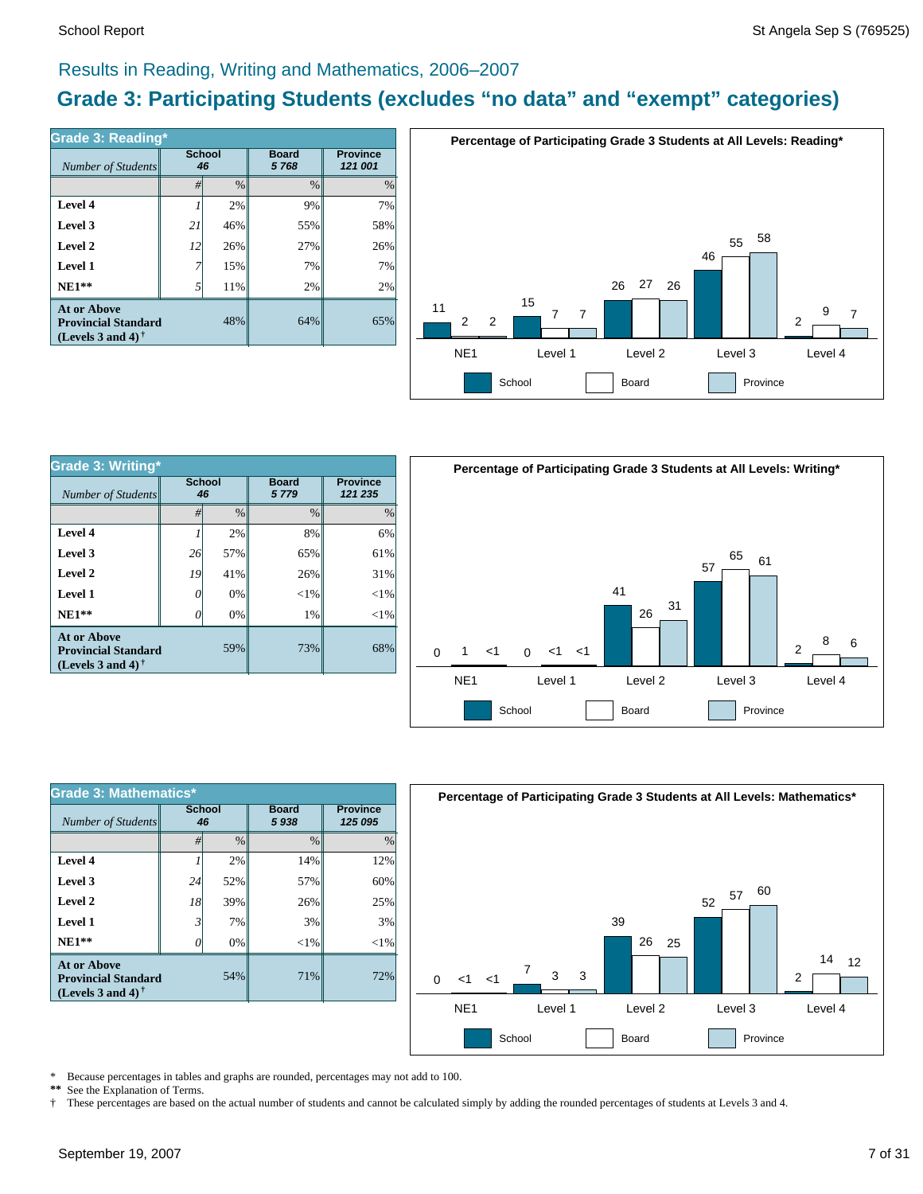## Results in Reading, Writing and Mathematics, 2006–2007

# Grade 3: Participating Students (excludes "no data" and "exempt" categories)

**Grade 3: Reading***

| Number of Students | School 46 | | Board 5 768 | Province 121 001 |
|---|---|---|---|---|
| | # | % | % | % |
| **Level 4** | 1 | 2% | 9% | 7% |
| **Level 3** | 21 | 46% | 55% | 58% |
| **Level 2** | 12 | 26% | 27% | 26% |
| **Level 1** | 7 | 15% | 7% | 7% |
| **NE1**** | 5 | 11% | 2% | 2% |
| **At or Above Provincial Standard (Levels 3 and 4)†** | | 48% | 64% | 65% |

**Percentage of Participating Grade 3 Students at All Levels: Reading***

| | NE1 | Level 1 | Level 2 | Level 3 | Level 4 |
|---|---|---|---|---|---|
| School | 11 | 15 | 26 | 46 | 2 |
| Board | 2 | 7 | 27 | 55 | 9 |
| Province | 2 | 7 | 26 | 58 | 7 |

**Grade 3: Writing***

| Number of Students | School 46 | | Board 5 779 | Province 121 235 |
|---|---|---|---|---|
| | # | % | % | % |
| **Level 4** | 1 | 2% | 8% | 6% |
| **Level 3** | 26 | 57% | 65% | 61% |
| **Level 2** | 19 | 41% | 26% | 31% |
| **Level 1** | 0 | 0% | <1% | <1% |
| **NE1**** | 0 | 0% | 1% | <1% |
| **At or Above Provincial Standard (Levels 3 and 4)†** | | 59% | 73% | 68% |

**Percentage of Participating Grade 3 Students at All Levels: Writing***

| | NE1 | Level 1 | Level 2 | Level 3 | Level 4 |
|---|---|---|---|---|---|
| School | 0 | 0 | 41 | 57 | 2 |
| Board | 1 | <1 | 26 | 65 | 8 |
| Province | <1 | <1 | 31 | 61 | 6 |

**Grade 3: Mathematics***

| Number of Students | School 46 | | Board 5 938 | Province 125 095 |
|---|---|---|---|---|
| | # | % | % | % |
| **Level 4** | 1 | 2% | 14% | 12% |
| **Level 3** | 24 | 52% | 57% | 60% |
| **Level 2** | 18 | 39% | 26% | 25% |
| **Level 1** | 3 | 7% | 3% | 3% |
| **NE1**** | 0 | 0% | <1% | <1% |
| **At or Above Provincial Standard (Levels 3 and 4)†** | | 54% | 71% | 72% |

**Percentage of Participating Grade 3 Students at All Levels: Mathematics***

| | NE1 | Level 1 | Level 2 | Level 3 | Level 4 |
|---|---|---|---|---|---|
| School | 0 | 7 | 39 | 52 | 2 |
| Board | <1 | 3 | 26 | 57 | 14 |
| Province | <1 | 3 | 25 | 60 | 12 |

\* Because percentages in tables and graphs are rounded, percentages may not add to 100.
** See the Explanation of Terms.
† These percentages are based on the actual number of students and cannot be calculated simply by adding the rounded percentages of students at Levels 3 and 4.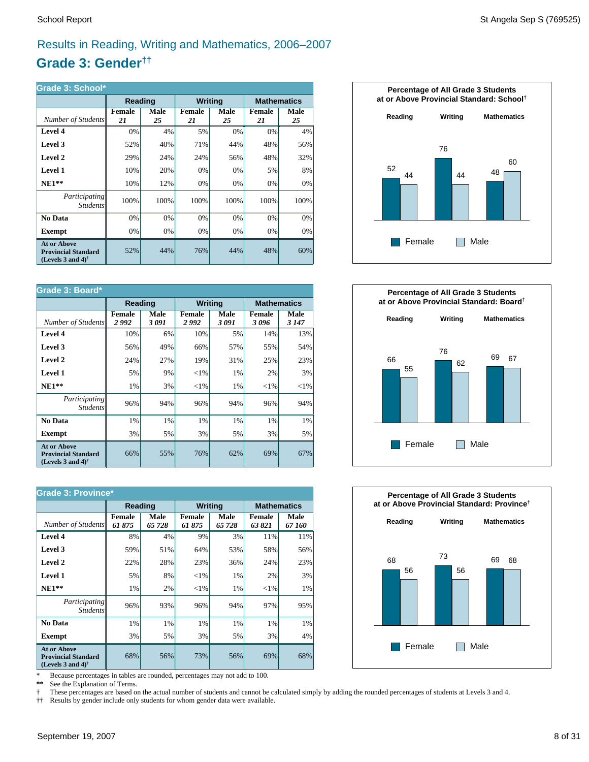## Results in Reading, Writing and Mathematics, 2006–2007

# Grade 3: Gender††

**Grade 3: School***

| | Reading | | Writing | | Mathematics | |
|---|---|---|---|---|---|---|
| *Number of Students* | Female *21* | Male *25* | Female *21* | Male *25* | Female *21* | Male *25* |
| **Level 4** | 0% | 4% | 5% | 0% | 0% | 4% |
| **Level 3** | 52% | 40% | 71% | 44% | 48% | 56% |
| **Level 2** | 29% | 24% | 24% | 56% | 48% | 32% |
| **Level 1** | 10% | 20% | 0% | 0% | 5% | 8% |
| **NE1**** | 10% | 12% | 0% | 0% | 0% | 0% |
| *Participating Students* | 100% | 100% | 100% | 100% | 100% | 100% |
| **No Data** | 0% | 0% | 0% | 0% | 0% | 0% |
| **Exempt** | 0% | 0% | 0% | 0% | 0% | 0% |
| **At or Above Provincial Standard (Levels 3 and 4)†** | 52% | 44% | 76% | 44% | 48% | 60% |

**Percentage of All Grade 3 Students at or Above Provincial Standard: School†**

| | Reading | Writing | Mathematics |
|---|---|---|---|
| Female | 52 | 76 | 48 |
| Male | 44 | 44 | 60 |

**Grade 3: Board***

| | Reading | | Writing | | Mathematics | |
|---|---|---|---|---|---|---|
| *Number of Students* | Female *2 992* | Male *3 091* | Female *2 992* | Male *3 091* | Female *3 096* | Male *3 147* |
| **Level 4** | 10% | 6% | 10% | 5% | 14% | 13% |
| **Level 3** | 56% | 49% | 66% | 57% | 55% | 54% |
| **Level 2** | 24% | 27% | 19% | 31% | 25% | 23% |
| **Level 1** | 5% | 9% | <1% | 1% | 2% | 3% |
| **NE1**** | 1% | 3% | <1% | 1% | <1% | <1% |
| *Participating Students* | 96% | 94% | 96% | 94% | 96% | 94% |
| **No Data** | 1% | 1% | 1% | 1% | 1% | 1% |
| **Exempt** | 3% | 5% | 3% | 5% | 3% | 5% |
| **At or Above Provincial Standard (Levels 3 and 4)†** | 66% | 55% | 76% | 62% | 69% | 67% |

**Percentage of All Grade 3 Students at or Above Provincial Standard: Board†**

| | Reading | Writing | Mathematics |
|---|---|---|---|
| Female | 66 | 76 | 69 |
| Male | 55 | 62 | 67 |

**Grade 3: Province***

| | Reading | | Writing | | Mathematics | |
|---|---|---|---|---|---|---|
| *Number of Students* | Female *61 875* | Male *65 728* | Female *61 875* | Male *65 728* | Female *63 821* | Male *67 160* |
| **Level 4** | 8% | 4% | 9% | 3% | 11% | 11% |
| **Level 3** | 59% | 51% | 64% | 53% | 58% | 56% |
| **Level 2** | 22% | 28% | 23% | 36% | 24% | 23% |
| **Level 1** | 5% | 8% | <1% | 1% | 2% | 3% |
| **NE1**** | 1% | 2% | <1% | 1% | <1% | 1% |
| *Participating Students* | 96% | 93% | 96% | 94% | 97% | 95% |
| **No Data** | 1% | 1% | 1% | 1% | 1% | 1% |
| **Exempt** | 3% | 5% | 3% | 5% | 3% | 4% |
| **At or Above Provincial Standard (Levels 3 and 4)†** | 68% | 56% | 73% | 56% | 69% | 68% |

**Percentage of All Grade 3 Students at or Above Provincial Standard: Province†**

| | Reading | Writing | Mathematics |
|---|---|---|---|
| Female | 68 | 73 | 69 |
| Male | 56 | 56 | 68 |

\* Because percentages in tables are rounded, percentages may not add to 100.
** See the Explanation of Terms.
† These percentages are based on the actual number of students and cannot be calculated simply by adding the rounded percentages of students at Levels 3 and 4.
†† Results by gender include only students for whom gender data were available.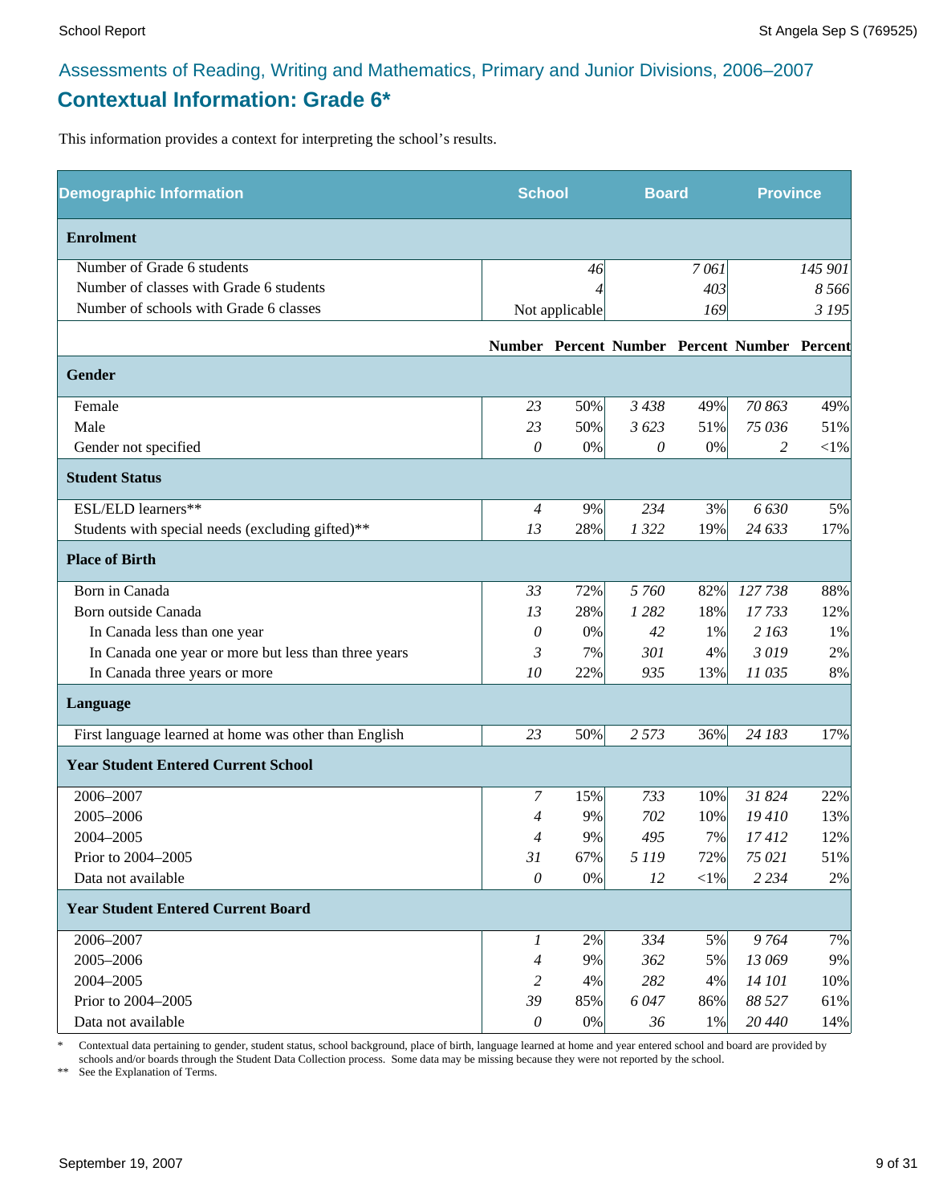## Assessments of Reading, Writing and Mathematics, Primary and Junior Divisions, 2006–2007

# Contextual Information: Grade 6*

This information provides a context for interpreting the school's results.

| Demographic Information | School | | Board | | Province | |
|---|---|---|---|---|---|---|
| **Enrolment** | | | | | | |
| Number of Grade 6 students | | 46 | | 7 061 | | 145 901 |
| Number of classes with Grade 6 students | | 4 | | 403 | | 8 566 |
| Number of schools with Grade 6 classes | | Not applicable | | 169 | | 3 195 |
| | **Number** | **Percent** | **Number** | **Percent** | **Number** | **Percent** |
| **Gender** | | | | | | |
| Female | 23 | 50% | 3 438 | 49% | 70 863 | 49% |
| Male | 23 | 50% | 3 623 | 51% | 75 036 | 51% |
| Gender not specified | 0 | 0% | 0 | 0% | 2 | <1% |
| **Student Status** | | | | | | |
| ESL/ELD learners** | 4 | 9% | 234 | 3% | 6 630 | 5% |
| Students with special needs (excluding gifted)** | 13 | 28% | 1 322 | 19% | 24 633 | 17% |
| **Place of Birth** | | | | | | |
| Born in Canada | 33 | 72% | 5 760 | 82% | 127 738 | 88% |
| Born outside Canada | 13 | 28% | 1 282 | 18% | 17 733 | 12% |
| In Canada less than one year | 0 | 0% | 42 | 1% | 2 163 | 1% |
| In Canada one year or more but less than three years | 3 | 7% | 301 | 4% | 3 019 | 2% |
| In Canada three years or more | 10 | 22% | 935 | 13% | 11 035 | 8% |
| **Language** | | | | | | |
| First language learned at home was other than English | 23 | 50% | 2 573 | 36% | 24 183 | 17% |
| **Year Student Entered Current School** | | | | | | |
| 2006–2007 | 7 | 15% | 733 | 10% | 31 824 | 22% |
| 2005–2006 | 4 | 9% | 702 | 10% | 19 410 | 13% |
| 2004–2005 | 4 | 9% | 495 | 7% | 17 412 | 12% |
| Prior to 2004–2005 | 31 | 67% | 5 119 | 72% | 75 021 | 51% |
| Data not available | 0 | 0% | 12 | <1% | 2 234 | 2% |
| **Year Student Entered Current Board** | | | | | | |
| 2006–2007 | 1 | 2% | 334 | 5% | 9 764 | 7% |
| 2005–2006 | 4 | 9% | 362 | 5% | 13 069 | 9% |
| 2004–2005 | 2 | 4% | 282 | 4% | 14 101 | 10% |
| Prior to 2004–2005 | 39 | 85% | 6 047 | 86% | 88 527 | 61% |
| Data not available | 0 | 0% | 36 | 1% | 20 440 | 14% |

\* Contextual data pertaining to gender, student status, school background, place of birth, language learned at home and year entered school and board are provided by schools and/or boards through the Student Data Collection process. Some data may be missing because they were not reported by the school.

\*\* See the Explanation of Terms.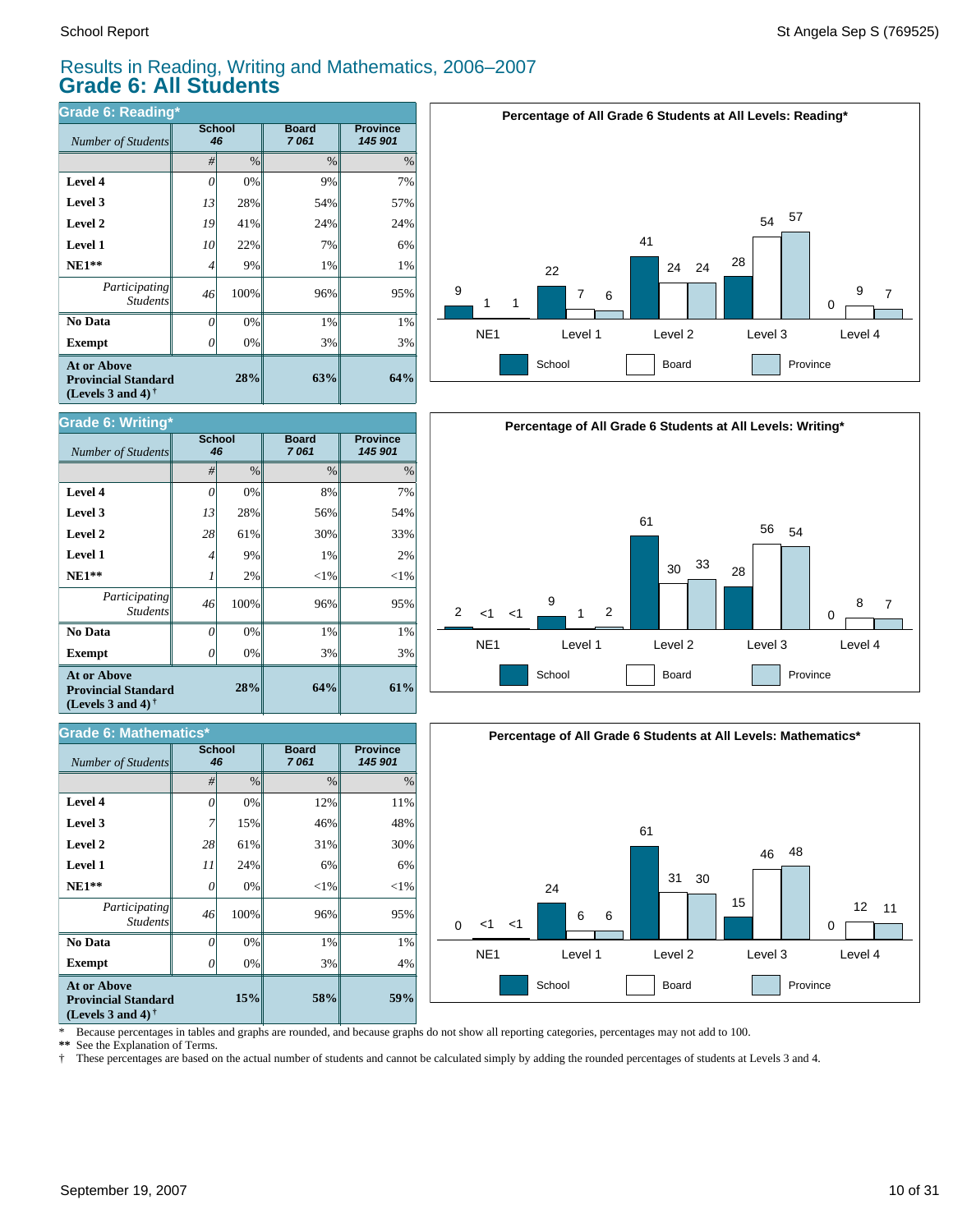# Results in Reading, Writing and Mathematics, 2006–2007
## Grade 6: All Students

### Grade 6: Reading*

| *Number of Students* | School 46 | | Board 7 061 | Province 145 901 |
|---|---|---|---|---|
| | # | % | % | % |
| **Level 4** | 0 | 0% | 9% | 7% |
| **Level 3** | 13 | 28% | 54% | 57% |
| **Level 2** | 19 | 41% | 24% | 24% |
| **Level 1** | 10 | 22% | 7% | 6% |
| **NE1**** | 4 | 9% | 1% | 1% |
| *Participating Students* | 46 | 100% | 96% | 95% |
| **No Data** | 0 | 0% | 1% | 1% |
| **Exempt** | 0 | 0% | 3% | 3% |
| **At or Above Provincial Standard (Levels 3 and 4)†** | | **28%** | **63%** | **64%** |

**Percentage of All Grade 6 Students at All Levels: Reading***

| | NE1 | Level 1 | Level 2 | Level 3 | Level 4 |
|---|---|---|---|---|---|
| School | 9 | 22 | 41 | 28 | 0 |
| Board | 1 | 7 | 24 | 54 | 9 |
| Province | 1 | 6 | 24 | 57 | 7 |

### Grade 6: Writing*

| *Number of Students* | School 46 | | Board 7 061 | Province 145 901 |
|---|---|---|---|---|
| | # | % | % | % |
| **Level 4** | 0 | 0% | 8% | 7% |
| **Level 3** | 13 | 28% | 56% | 54% |
| **Level 2** | 28 | 61% | 30% | 33% |
| **Level 1** | 4 | 9% | 1% | 2% |
| **NE1**** | 1 | 2% | <1% | <1% |
| *Participating Students* | 46 | 100% | 96% | 95% |
| **No Data** | 0 | 0% | 1% | 1% |
| **Exempt** | 0 | 0% | 3% | 3% |
| **At or Above Provincial Standard (Levels 3 and 4)†** | | **28%** | **64%** | **61%** |

**Percentage of All Grade 6 Students at All Levels: Writing***

| | NE1 | Level 1 | Level 2 | Level 3 | Level 4 |
|---|---|---|---|---|---|
| School | 2 | 9 | 61 | 28 | 0 |
| Board | <1 | 1 | 30 | 56 | 8 |
| Province | <1 | 2 | 33 | 54 | 7 |

### Grade 6: Mathematics*

| *Number of Students* | School 46 | | Board 7 061 | Province 145 901 |
|---|---|---|---|---|
| | # | % | % | % |
| **Level 4** | 0 | 0% | 12% | 11% |
| **Level 3** | 7 | 15% | 46% | 48% |
| **Level 2** | 28 | 61% | 31% | 30% |
| **Level 1** | 11 | 24% | 6% | 6% |
| **NE1**** | 0 | 0% | <1% | <1% |
| *Participating Students* | 46 | 100% | 96% | 95% |
| **No Data** | 0 | 0% | 1% | 1% |
| **Exempt** | 0 | 0% | 3% | 4% |
| **At or Above Provincial Standard (Levels 3 and 4)†** | | **15%** | **58%** | **59%** |

**Percentage of All Grade 6 Students at All Levels: Mathematics***

| | NE1 | Level 1 | Level 2 | Level 3 | Level 4 |
|---|---|---|---|---|---|
| School | 0 | 24 | 61 | 15 | 0 |
| Board | <1 | 6 | 31 | 46 | 12 |
| Province | <1 | 6 | 30 | 48 | 11 |

\* Because percentages in tables and graphs are rounded, and because graphs do not show all reporting categories, percentages may not add to 100.

** See the Explanation of Terms.

† These percentages are based on the actual number of students and cannot be calculated simply by adding the rounded percentages of students at Levels 3 and 4.

September 19, 2007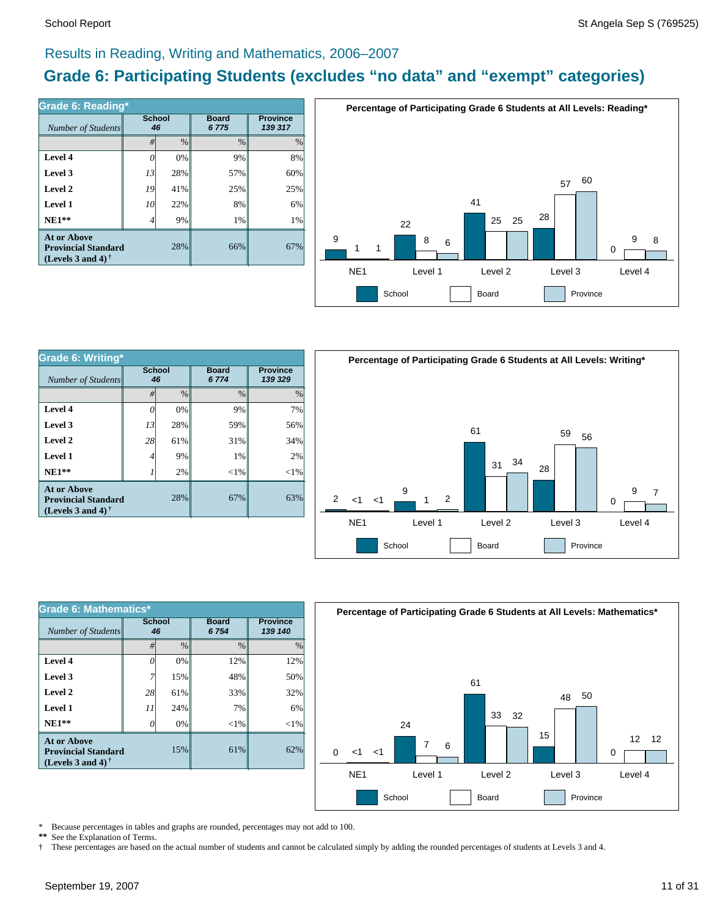## Results in Reading, Writing and Mathematics, 2006–2007

# Grade 6: Participating Students (excludes "no data" and "exempt" categories)

**Grade 6: Reading***

| *Number of Students* | School 46 | | Board 6 775 | Province 139 317 |
|---|---|---|---|---|
| | # | % | % | % |
| **Level 4** | 0 | 0% | 9% | 8% |
| **Level 3** | 13 | 28% | 57% | 60% |
| **Level 2** | 19 | 41% | 25% | 25% |
| **Level 1** | 10 | 22% | 8% | 6% |
| **NE1**** | 4 | 9% | 1% | 1% |
| **At or Above Provincial Standard (Levels 3 and 4)†** | | 28% | 66% | 67% |

**Percentage of Participating Grade 6 Students at All Levels: Reading***

| | School | Board | Province |
|---|---|---|---|
| NE1 | 9 | 1 | 1 |
| Level 1 | 22 | 8 | 6 |
| Level 2 | 41 | 25 | 25 |
| Level 3 | 28 | 57 | 60 |
| Level 4 | 0 | 9 | 8 |

**Grade 6: Writing***

| *Number of Students* | School 46 | | Board 6 774 | Province 139 329 |
|---|---|---|---|---|
| | # | % | % | % |
| **Level 4** | 0 | 0% | 9% | 7% |
| **Level 3** | 13 | 28% | 59% | 56% |
| **Level 2** | 28 | 61% | 31% | 34% |
| **Level 1** | 4 | 9% | 1% | 2% |
| **NE1**** | 1 | 2% | <1% | <1% |
| **At or Above Provincial Standard (Levels 3 and 4)†** | | 28% | 67% | 63% |

**Percentage of Participating Grade 6 Students at All Levels: Writing***

| | School | Board | Province |
|---|---|---|---|
| NE1 | 2 | <1 | <1 |
| Level 1 | 9 | 1 | 2 |
| Level 2 | 61 | 31 | 34 |
| Level 3 | 28 | 59 | 56 |
| Level 4 | 0 | 9 | 7 |

**Grade 6: Mathematics***

| *Number of Students* | School 46 | | Board 6 754 | Province 139 140 |
|---|---|---|---|---|
| | # | % | % | % |
| **Level 4** | 0 | 0% | 12% | 12% |
| **Level 3** | 7 | 15% | 48% | 50% |
| **Level 2** | 28 | 61% | 33% | 32% |
| **Level 1** | 11 | 24% | 7% | 6% |
| **NE1**** | 0 | 0% | <1% | <1% |
| **At or Above Provincial Standard (Levels 3 and 4)†** | | 15% | 61% | 62% |

**Percentage of Participating Grade 6 Students at All Levels: Mathematics***

| | School | Board | Province |
|---|---|---|---|
| NE1 | 0 | <1 | <1 |
| Level 1 | 24 | 7 | 6 |
| Level 2 | 61 | 33 | 32 |
| Level 3 | 15 | 48 | 50 |
| Level 4 | 0 | 12 | 12 |

\* Because percentages in tables and graphs are rounded, percentages may not add to 100.
** See the Explanation of Terms.
† These percentages are based on the actual number of students and cannot be calculated simply by adding the rounded percentages of students at Levels 3 and 4.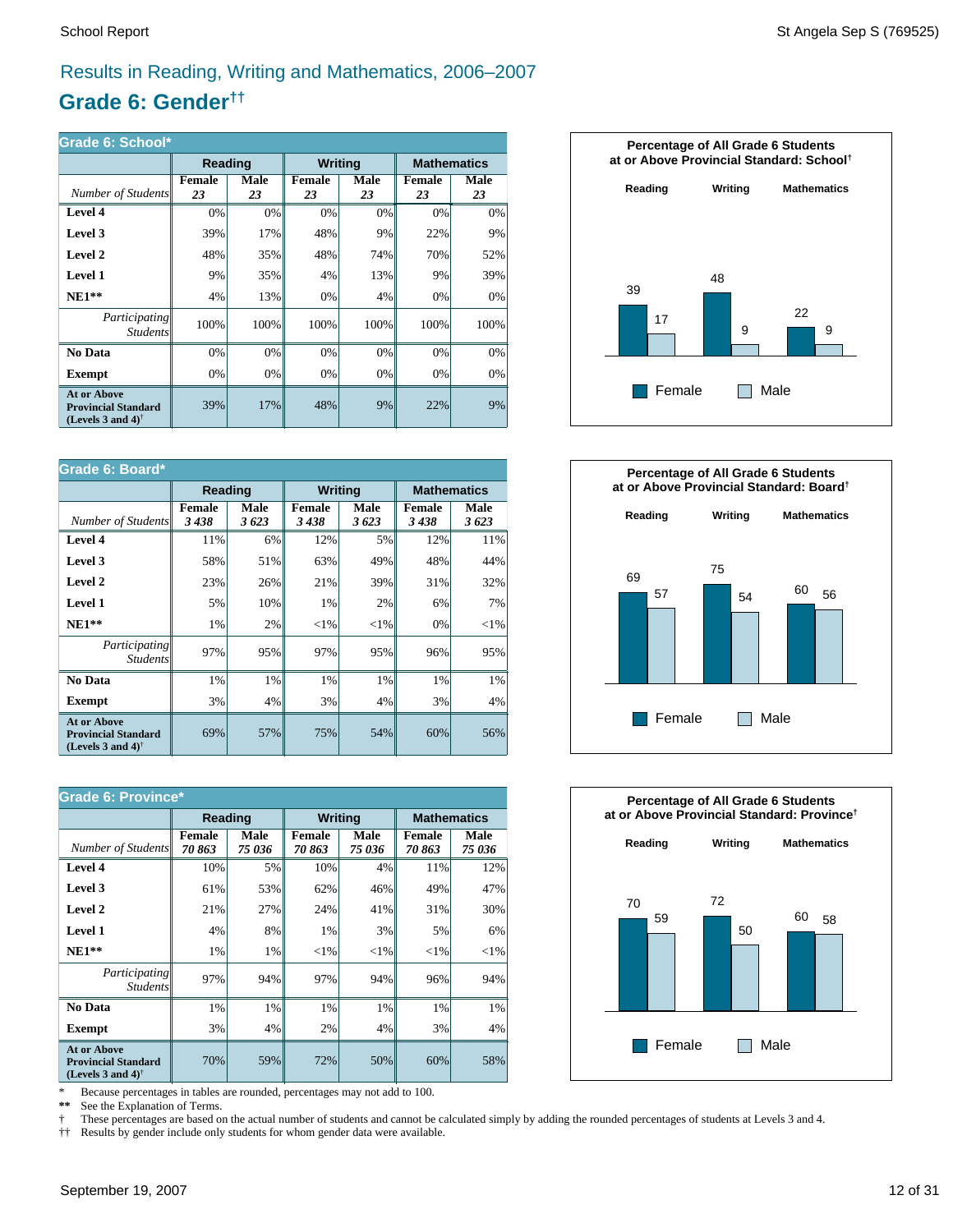## Results in Reading, Writing and Mathematics, 2006–2007

# Grade 6: Gender††

| Grade 6: School* | Reading | | Writing | | Mathematics | |
|---|---|---|---|---|---|---|
| *Number of Students* | Female *23* | Male *23* | Female *23* | Male *23* | Female *23* | Male *23* |
| **Level 4** | 0% | 0% | 0% | 0% | 0% | 0% |
| **Level 3** | 39% | 17% | 48% | 9% | 22% | 9% |
| **Level 2** | 48% | 35% | 48% | 74% | 70% | 52% |
| **Level 1** | 9% | 35% | 4% | 13% | 9% | 39% |
| **NE1**** | 4% | 13% | 0% | 4% | 0% | 0% |
| *Participating Students* | 100% | 100% | 100% | 100% | 100% | 100% |
| **No Data** | 0% | 0% | 0% | 0% | 0% | 0% |
| **Exempt** | 0% | 0% | 0% | 0% | 0% | 0% |
| **At or Above Provincial Standard (Levels 3 and 4)†** | 39% | 17% | 48% | 9% | 22% | 9% |

**Percentage of All Grade 6 Students at or Above Provincial Standard: School†**

| | Female | Male |
|---|---|---|
| Reading | 39 | 17 |
| Writing | 48 | 9 |
| Mathematics | 22 | 9 |

| Grade 6: Board* | Reading | | Writing | | Mathematics | |
|---|---|---|---|---|---|---|
| *Number of Students* | Female *3 438* | Male *3 623* | Female *3 438* | Male *3 623* | Female *3 438* | Male *3 623* |
| **Level 4** | 11% | 6% | 12% | 5% | 12% | 11% |
| **Level 3** | 58% | 51% | 63% | 49% | 48% | 44% |
| **Level 2** | 23% | 26% | 21% | 39% | 31% | 32% |
| **Level 1** | 5% | 10% | 1% | 2% | 6% | 7% |
| **NE1**** | 1% | 2% | <1% | <1% | 0% | <1% |
| *Participating Students* | 97% | 95% | 97% | 95% | 96% | 95% |
| **No Data** | 1% | 1% | 1% | 1% | 1% | 1% |
| **Exempt** | 3% | 4% | 3% | 4% | 3% | 4% |
| **At or Above Provincial Standard (Levels 3 and 4)†** | 69% | 57% | 75% | 54% | 60% | 56% |

**Percentage of All Grade 6 Students at or Above Provincial Standard: Board†**

| | Female | Male |
|---|---|---|
| Reading | 69 | 57 |
| Writing | 75 | 54 |
| Mathematics | 60 | 56 |

| Grade 6: Province* | Reading | | Writing | | Mathematics | |
|---|---|---|---|---|---|---|
| *Number of Students* | Female *70 863* | Male *75 036* | Female *70 863* | Male *75 036* | Female *70 863* | Male *75 036* |
| **Level 4** | 10% | 5% | 10% | 4% | 11% | 12% |
| **Level 3** | 61% | 53% | 62% | 46% | 49% | 47% |
| **Level 2** | 21% | 27% | 24% | 41% | 31% | 30% |
| **Level 1** | 4% | 8% | 1% | 3% | 5% | 6% |
| **NE1**** | 1% | 1% | <1% | <1% | <1% | <1% |
| *Participating Students* | 97% | 94% | 97% | 94% | 96% | 94% |
| **No Data** | 1% | 1% | 1% | 1% | 1% | 1% |
| **Exempt** | 3% | 4% | 2% | 4% | 3% | 4% |
| **At or Above Provincial Standard (Levels 3 and 4)†** | 70% | 59% | 72% | 50% | 60% | 58% |

**Percentage of All Grade 6 Students at or Above Provincial Standard: Province†**

| | Female | Male |
|---|---|---|
| Reading | 70 | 59 |
| Writing | 72 | 50 |
| Mathematics | 60 | 58 |

\* Because percentages in tables are rounded, percentages may not add to 100.
** See the Explanation of Terms.
† These percentages are based on the actual number of students and cannot be calculated simply by adding the rounded percentages of students at Levels 3 and 4.
†† Results by gender include only students for whom gender data were available.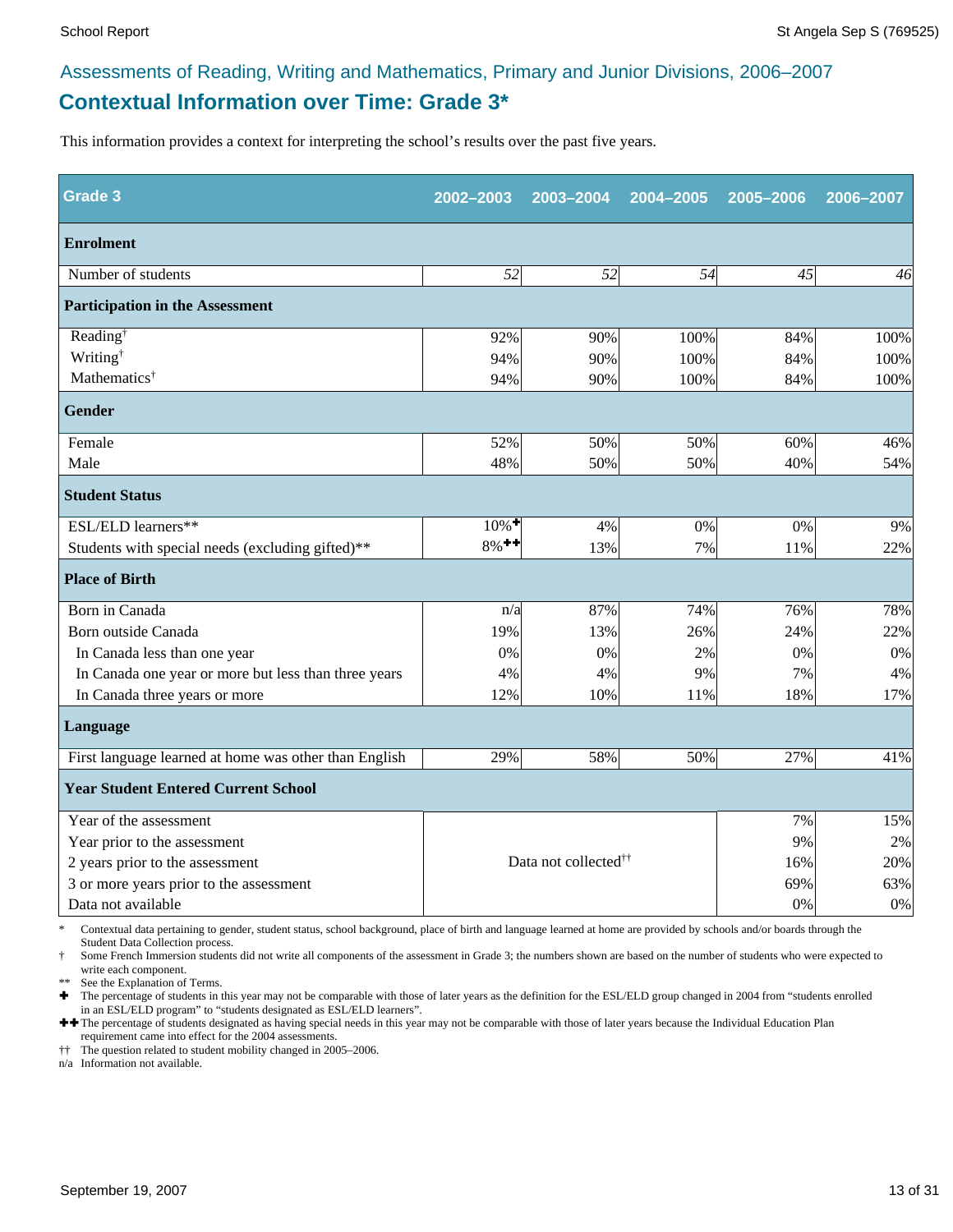Assessments of Reading, Writing and Mathematics, Primary and Junior Divisions, 2006–2007

# Contextual Information over Time: Grade 3*

This information provides a context for interpreting the school's results over the past five years.

| Grade 3 | 2002–2003 | 2003–2004 | 2004–2005 | 2005–2006 | 2006–2007 |
|---|---|---|---|---|---|
| **Enrolment** | | | | | |
| Number of students | *52* | *52* | *54* | *45* | *46* |
| **Participation in the Assessment** | | | | | |
| Reading† | 92% | 90% | 100% | 84% | 100% |
| Writing† | 94% | 90% | 100% | 84% | 100% |
| Mathematics† | 94% | 90% | 100% | 84% | 100% |
| **Gender** | | | | | |
| Female | 52% | 50% | 50% | 60% | 46% |
| Male | 48% | 50% | 50% | 40% | 54% |
| **Student Status** | | | | | |
| ESL/ELD learners** | 10%✚ | 4% | 0% | 0% | 9% |
| Students with special needs (excluding gifted)** | 8%✚✚ | 13% | 7% | 11% | 22% |
| **Place of Birth** | | | | | |
| Born in Canada | n/a | 87% | 74% | 76% | 78% |
| Born outside Canada | 19% | 13% | 26% | 24% | 22% |
| In Canada less than one year | 0% | 0% | 2% | 0% | 0% |
| In Canada one year or more but less than three years | 4% | 4% | 9% | 7% | 4% |
| In Canada three years or more | 12% | 10% | 11% | 18% | 17% |
| **Language** | | | | | |
| First language learned at home was other than English | 29% | 58% | 50% | 27% | 41% |
| **Year Student Entered Current School** | | | | | |
| Year of the assessment | Data not collected†† | | | 7% | 15% |
| Year prior to the assessment | | | | 9% | 2% |
| 2 years prior to the assessment | | | | 16% | 20% |
| 3 or more years prior to the assessment | | | | 69% | 63% |
| Data not available | | | | 0% | 0% |

\* Contextual data pertaining to gender, student status, school background, place of birth and language learned at home are provided by schools and/or boards through the Student Data Collection process.

† Some French Immersion students did not write all components of the assessment in Grade 3; the numbers shown are based on the number of students who were expected to write each component.

** See the Explanation of Terms.

✚ The percentage of students in this year may not be comparable with those of later years as the definition for the ESL/ELD group changed in 2004 from "students enrolled in an ESL/ELD program" to "students designated as ESL/ELD learners".

✚✚ The percentage of students designated as having special needs in this year may not be comparable with those of later years because the Individual Education Plan requirement came into effect for the 2004 assessments.

†† The question related to student mobility changed in 2005–2006.

n/a Information not available.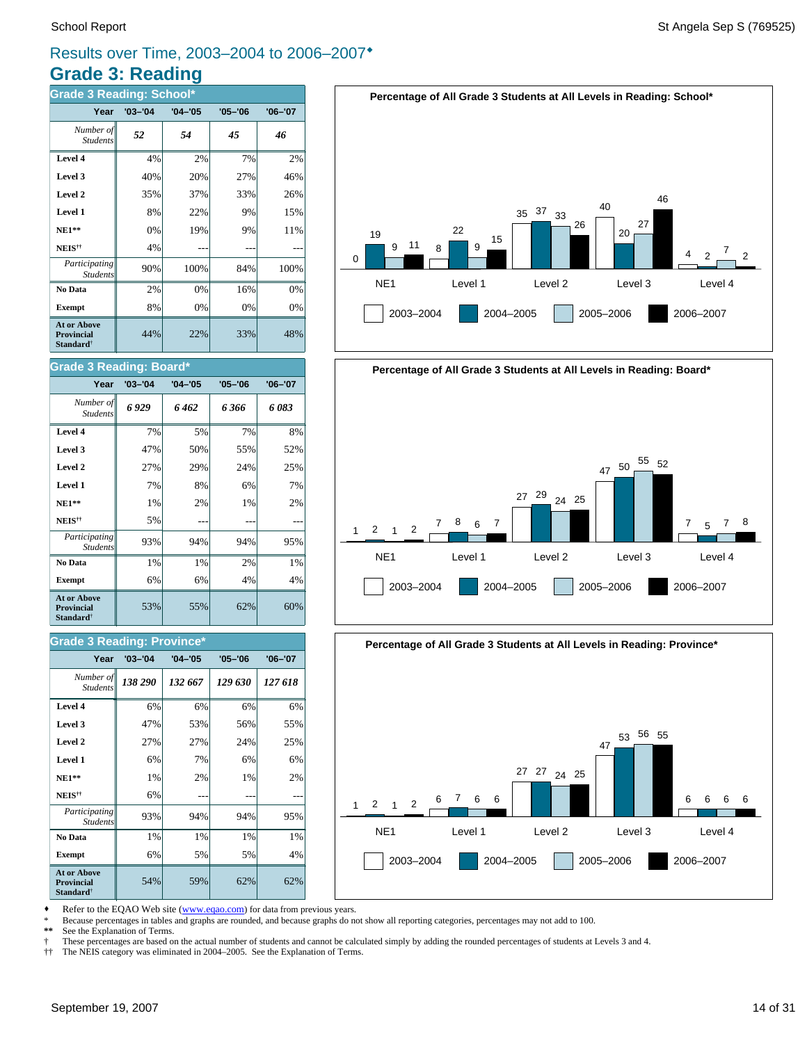# Results over Time, 2003–2004 to 2006–2007♦

## Grade 3: Reading

### Grade 3 Reading: School*

| Year | '03–'04 | '04–'05 | '05–'06 | '06–'07 |
|---|---|---|---|---|
| *Number of Students* | ***52*** | ***54*** | ***45*** | ***46*** |
| **Level 4** | 4% | 2% | 7% | 2% |
| **Level 3** | 40% | 20% | 27% | 46% |
| **Level 2** | 35% | 37% | 33% | 26% |
| **Level 1** | 8% | 22% | 9% | 15% |
| **NE1**** | 0% | 19% | 9% | 11% |
| **NEIS**†† | 4% | --- | --- | --- |
| *Participating Students* | 90% | 100% | 84% | 100% |
| **No Data** | 2% | 0% | 16% | 0% |
| **Exempt** | 8% | 0% | 0% | 0% |
| **At or Above Provincial Standard**† | 44% | 22% | 33% | 48% |

**Percentage of All Grade 3 Students at All Levels in Reading: School***

| | NE1 | Level 1 | Level 2 | Level 3 | Level 4 |
|---|---|---|---|---|---|
| 2003–2004 | 0 | 8 | 35 | 40 | 4 |
| 2004–2005 | 19 | 22 | 37 | 20 | 2 |
| 2005–2006 | 9 | 9 | 33 | 27 | 7 |
| 2006–2007 | 11 | 15 | 26 | 46 | 2 |

### Grade 3 Reading: Board*

| Year | '03–'04 | '04–'05 | '05–'06 | '06–'07 |
|---|---|---|---|---|
| *Number of Students* | ***6 929*** | ***6 462*** | ***6 366*** | ***6 083*** |
| **Level 4** | 7% | 5% | 7% | 8% |
| **Level 3** | 47% | 50% | 55% | 52% |
| **Level 2** | 27% | 29% | 24% | 25% |
| **Level 1** | 7% | 8% | 6% | 7% |
| **NE1**** | 1% | 2% | 1% | 2% |
| **NEIS**†† | 5% | --- | --- | --- |
| *Participating Students* | 93% | 94% | 94% | 95% |
| **No Data** | 1% | 1% | 2% | 1% |
| **Exempt** | 6% | 6% | 4% | 4% |
| **At or Above Provincial Standard**† | 53% | 55% | 62% | 60% |

**Percentage of All Grade 3 Students at All Levels in Reading: Board***

| | NE1 | Level 1 | Level 2 | Level 3 | Level 4 |
|---|---|---|---|---|---|
| 2003–2004 | 1 | 7 | 27 | 47 | 7 |
| 2004–2005 | 2 | 8 | 29 | 50 | 5 |
| 2005–2006 | 1 | 6 | 24 | 55 | 7 |
| 2006–2007 | 2 | 7 | 25 | 52 | 8 |

### Grade 3 Reading: Province*

| Year | '03–'04 | '04–'05 | '05–'06 | '06–'07 |
|---|---|---|---|---|
| *Number of Students* | ***138 290*** | ***132 667*** | ***129 630*** | ***127 618*** |
| **Level 4** | 6% | 6% | 6% | 6% |
| **Level 3** | 47% | 53% | 56% | 55% |
| **Level 2** | 27% | 27% | 24% | 25% |
| **Level 1** | 6% | 7% | 6% | 6% |
| **NE1**** | 1% | 2% | 1% | 2% |
| **NEIS**†† | 6% | --- | --- | --- |
| *Participating Students* | 93% | 94% | 94% | 95% |
| **No Data** | 1% | 1% | 1% | 1% |
| **Exempt** | 6% | 5% | 5% | 4% |
| **At or Above Provincial Standard**† | 54% | 59% | 62% | 62% |

**Percentage of All Grade 3 Students at All Levels in Reading: Province***

| | NE1 | Level 1 | Level 2 | Level 3 | Level 4 |
|---|---|---|---|---|---|
| 2003–2004 | 1 | 6 | 27 | 47 | 6 |
| 2004–2005 | 2 | 7 | 27 | 53 | 6 |
| 2005–2006 | 1 | 6 | 24 | 56 | 6 |
| 2006–2007 | 2 | 6 | 25 | 55 | 6 |

♦ Refer to the EQAO Web site (www.eqao.com) for data from previous years.
\* Because percentages in tables and graphs are rounded, and because graphs do not show all reporting categories, percentages may not add to 100.
** See the Explanation of Terms.
† These percentages are based on the actual number of students and cannot be calculated simply by adding the rounded percentages of students at Levels 3 and 4.
†† The NEIS category was eliminated in 2004–2005. See the Explanation of Terms.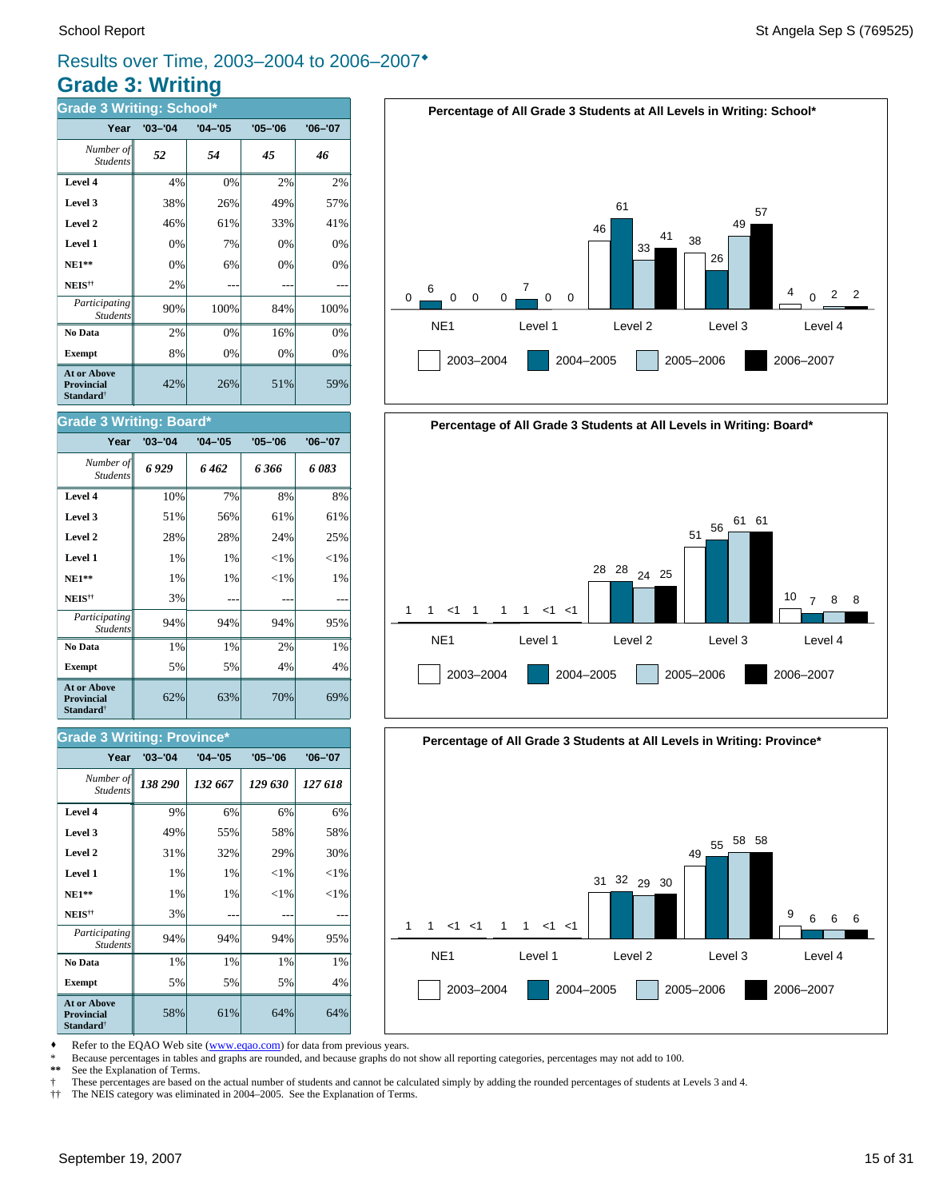## Results over Time, 2003–2004 to 2006–2007♦

# Grade 3: Writing

### Grade 3 Writing: School*

| Year | '03–'04 | '04–'05 | '05–'06 | '06–'07 |
|---|---|---|---|---|
| *Number of Students* | ***52*** | ***54*** | ***45*** | ***46*** |
| **Level 4** | 4% | 0% | 2% | 2% |
| **Level 3** | 38% | 26% | 49% | 57% |
| **Level 2** | 46% | 61% | 33% | 41% |
| **Level 1** | 0% | 7% | 0% | 0% |
| **NE1**** | 0% | 6% | 0% | 0% |
| **NEIS**†† | 2% | --- | --- | --- |
| *Participating Students* | 90% | 100% | 84% | 100% |
| **No Data** | 2% | 0% | 16% | 0% |
| **Exempt** | 8% | 0% | 0% | 0% |
| **At or Above Provincial Standard**† | 42% | 26% | 51% | 59% |

**Percentage of All Grade 3 Students at All Levels in Writing: School***

| | NE1 | Level 1 | Level 2 | Level 3 | Level 4 |
|---|---|---|---|---|---|
| 2003–2004 | 0 | 0 | 46 | 38 | 4 |
| 2004–2005 | 6 | 7 | 61 | 26 | 0 |
| 2005–2006 | 0 | 0 | 33 | 49 | 2 |
| 2006–2007 | 0 | 0 | 41 | 57 | 2 |

### Grade 3 Writing: Board*

| Year | '03–'04 | '04–'05 | '05–'06 | '06–'07 |
|---|---|---|---|---|
| *Number of Students* | ***6 929*** | ***6 462*** | ***6 366*** | ***6 083*** |
| **Level 4** | 10% | 7% | 8% | 8% |
| **Level 3** | 51% | 56% | 61% | 61% |
| **Level 2** | 28% | 28% | 24% | 25% |
| **Level 1** | 1% | 1% | <1% | <1% |
| **NE1**** | 1% | 1% | <1% | 1% |
| **NEIS**†† | 3% | --- | --- | --- |
| *Participating Students* | 94% | 94% | 94% | 95% |
| **No Data** | 1% | 1% | 2% | 1% |
| **Exempt** | 5% | 5% | 4% | 4% |
| **At or Above Provincial Standard**† | 62% | 63% | 70% | 69% |

**Percentage of All Grade 3 Students at All Levels in Writing: Board***

| | NE1 | Level 1 | Level 2 | Level 3 | Level 4 |
|---|---|---|---|---|---|
| 2003–2004 | 1 | 1 | 28 | 51 | 10 |
| 2004–2005 | 1 | 1 | 28 | 56 | 7 |
| 2005–2006 | <1 | <1 | 24 | 61 | 8 |
| 2006–2007 | 1 | <1 | 25 | 61 | 8 |

### Grade 3 Writing: Province*

| Year | '03–'04 | '04–'05 | '05–'06 | '06–'07 |
|---|---|---|---|---|
| *Number of Students* | ***138 290*** | ***132 667*** | ***129 630*** | ***127 618*** |
| **Level 4** | 9% | 6% | 6% | 6% |
| **Level 3** | 49% | 55% | 58% | 58% |
| **Level 2** | 31% | 32% | 29% | 30% |
| **Level 1** | 1% | 1% | <1% | <1% |
| **NE1**** | 1% | 1% | <1% | <1% |
| **NEIS**†† | 3% | --- | --- | --- |
| *Participating Students* | 94% | 94% | 94% | 95% |
| **No Data** | 1% | 1% | 1% | 1% |
| **Exempt** | 5% | 5% | 5% | 4% |
| **At or Above Provincial Standard**† | 58% | 61% | 64% | 64% |

**Percentage of All Grade 3 Students at All Levels in Writing: Province***

| | NE1 | Level 1 | Level 2 | Level 3 | Level 4 |
|---|---|---|---|---|---|
| 2003–2004 | 1 | 1 | 31 | 49 | 9 |
| 2004–2005 | 1 | 1 | 32 | 55 | 6 |
| 2005–2006 | <1 | <1 | 29 | 58 | 6 |
| 2006–2007 | <1 | <1 | 30 | 58 | 6 |

♦ Refer to the EQAO Web site (www.eqao.com) for data from previous years.
\* Because percentages in tables and graphs are rounded, and because graphs do not show all reporting categories, percentages may not add to 100.
** See the Explanation of Terms.
† These percentages are based on the actual number of students and cannot be calculated simply by adding the rounded percentages of students at Levels 3 and 4.
†† The NEIS category was eliminated in 2004–2005. See the Explanation of Terms.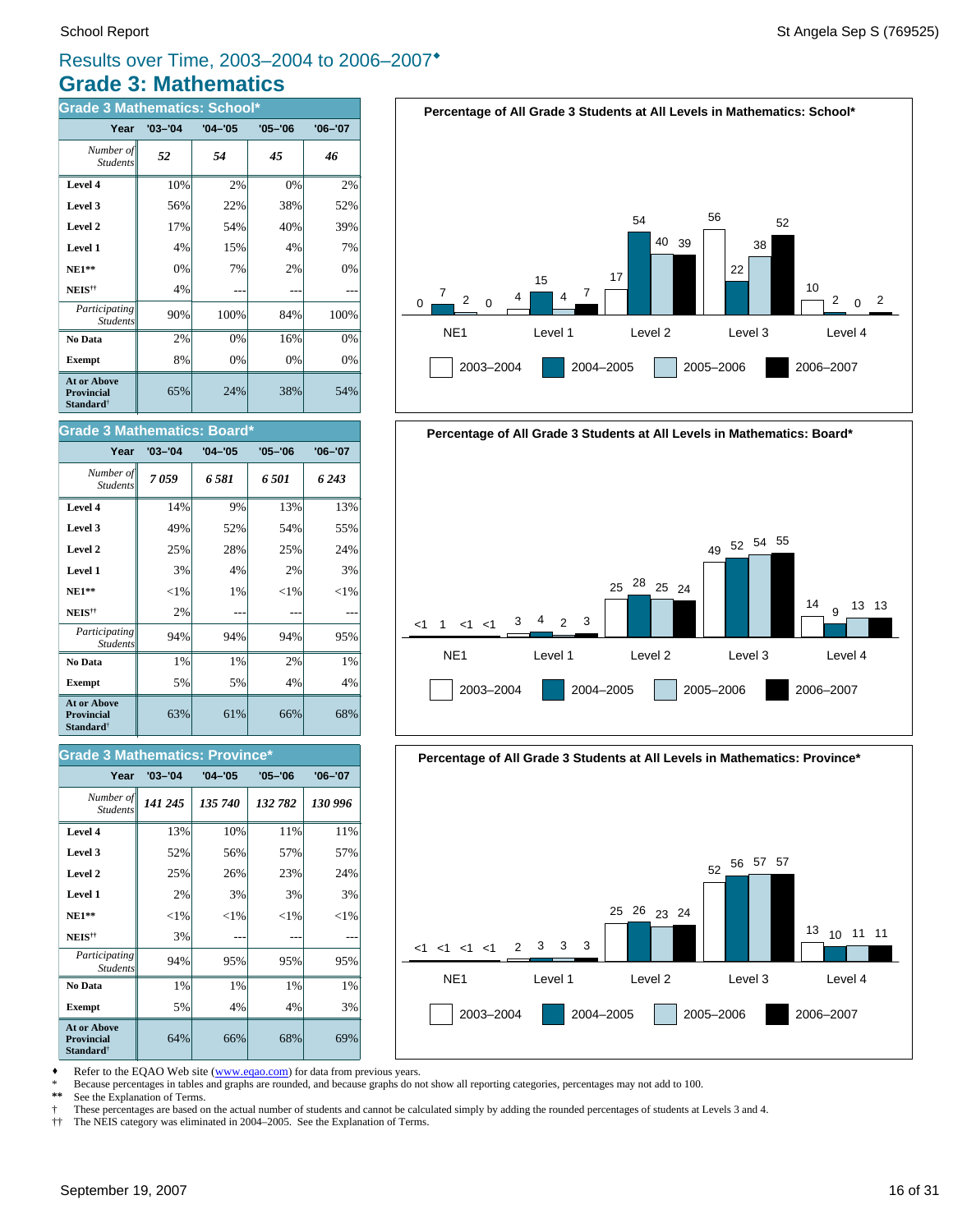Results over Time, 2003–2004 to 2006–2007♦

# Grade 3: Mathematics

### Grade 3 Mathematics: School*

| Year | '03–'04 | '04–'05 | '05–'06 | '06–'07 |
|---|---|---|---|---|
| *Number of Students* | ***52*** | ***54*** | ***45*** | ***46*** |
| **Level 4** | 10% | 2% | 0% | 2% |
| **Level 3** | 56% | 22% | 38% | 52% |
| **Level 2** | 17% | 54% | 40% | 39% |
| **Level 1** | 4% | 15% | 4% | 7% |
| **NE1**** | 0% | 7% | 2% | 0% |
| **NEIS**†† | 4% | --- | --- | --- |
| *Participating Students* | 90% | 100% | 84% | 100% |
| **No Data** | 2% | 0% | 16% | 0% |
| **Exempt** | 8% | 0% | 0% | 0% |
| **At or Above Provincial Standard**† | 65% | 24% | 38% | 54% |

### Grade 3 Mathematics: Board*

| Year | '03–'04 | '04–'05 | '05–'06 | '06–'07 |
|---|---|---|---|---|
| *Number of Students* | ***7 059*** | ***6 581*** | ***6 501*** | ***6 243*** |
| **Level 4** | 14% | 9% | 13% | 13% |
| **Level 3** | 49% | 52% | 54% | 55% |
| **Level 2** | 25% | 28% | 25% | 24% |
| **Level 1** | 3% | 4% | 2% | 3% |
| **NE1**** | <1% | 1% | <1% | <1% |
| **NEIS**†† | 2% | --- | --- | --- |
| *Participating Students* | 94% | 94% | 94% | 95% |
| **No Data** | 1% | 1% | 2% | 1% |
| **Exempt** | 5% | 5% | 4% | 4% |
| **At or Above Provincial Standard**† | 63% | 61% | 66% | 68% |

### Grade 3 Mathematics: Province*

| Year | '03–'04 | '04–'05 | '05–'06 | '06–'07 |
|---|---|---|---|---|
| *Number of Students* | ***141 245*** | ***135 740*** | ***132 782*** | ***130 996*** |
| **Level 4** | 13% | 10% | 11% | 11% |
| **Level 3** | 52% | 56% | 57% | 57% |
| **Level 2** | 25% | 26% | 23% | 24% |
| **Level 1** | 2% | 3% | 3% | 3% |
| **NE1**** | <1% | <1% | <1% | <1% |
| **NEIS**†† | 3% | --- | --- | --- |
| *Participating Students* | 94% | 95% | 95% | 95% |
| **No Data** | 1% | 1% | 1% | 1% |
| **Exempt** | 5% | 4% | 4% | 3% |
| **At or Above Provincial Standard**† | 64% | 66% | 68% | 69% |

**Percentage of All Grade 3 Students at All Levels in Mathematics: School***

| | NE1 | Level 1 | Level 2 | Level 3 | Level 4 |
|---|---|---|---|---|---|
| 2003–2004 | 0 | 4 | 17 | 56 | 10 |
| 2004–2005 | 7 | 15 | 54 | 22 | 2 |
| 2005–2006 | 2 | 4 | 40 | 38 | 0 |
| 2006–2007 | 0 | 7 | 39 | 52 | 2 |

**Percentage of All Grade 3 Students at All Levels in Mathematics: Board***

| | NE1 | Level 1 | Level 2 | Level 3 | Level 4 |
|---|---|---|---|---|---|
| 2003–2004 | <1 | 3 | 25 | 49 | 14 |
| 2004–2005 | 1 | 4 | 28 | 52 | 9 |
| 2005–2006 | <1 | 2 | 25 | 54 | 13 |
| 2006–2007 | <1 | 3 | 24 | 55 | 13 |

**Percentage of All Grade 3 Students at All Levels in Mathematics: Province***

| | NE1 | Level 1 | Level 2 | Level 3 | Level 4 |
|---|---|---|---|---|---|
| 2003–2004 | <1 | 2 | 25 | 52 | 13 |
| 2004–2005 | <1 | 3 | 26 | 56 | 10 |
| 2005–2006 | <1 | 3 | 23 | 57 | 11 |
| 2006–2007 | <1 | 3 | 24 | 57 | 11 |

♦ Refer to the EQAO Web site (www.eqao.com) for data from previous years.
* Because percentages in tables and graphs are rounded, and because graphs do not show all reporting categories, percentages may not add to 100.
** See the Explanation of Terms.
† These percentages are based on the actual number of students and cannot be calculated simply by adding the rounded percentages of students at Levels 3 and 4.
†† The NEIS category was eliminated in 2004–2005. See the Explanation of Terms.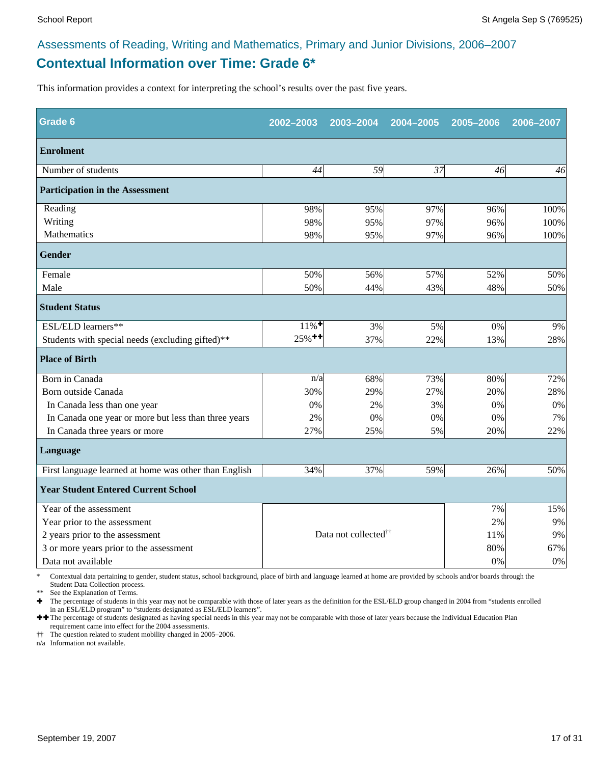Assessments of Reading, Writing and Mathematics, Primary and Junior Divisions, 2006–2007

## Contextual Information over Time: Grade 6*

This information provides a context for interpreting the school's results over the past five years.

| Grade 6 | 2002–2003 | 2003–2004 | 2004–2005 | 2005–2006 | 2006–2007 |
|---|---|---|---|---|---|
| **Enrolment** | | | | | |
| Number of students | *44* | *59* | *37* | *46* | *46* |
| **Participation in the Assessment** | | | | | |
| Reading | 98% | 95% | 97% | 96% | 100% |
| Writing | 98% | 95% | 97% | 96% | 100% |
| Mathematics | 98% | 95% | 97% | 96% | 100% |
| **Gender** | | | | | |
| Female | 50% | 56% | 57% | 52% | 50% |
| Male | 50% | 44% | 43% | 48% | 50% |
| **Student Status** | | | | | |
| ESL/ELD learners** | 11%✚ | 3% | 5% | 0% | 9% |
| Students with special needs (excluding gifted)** | 25%✚✚ | 37% | 22% | 13% | 28% |
| **Place of Birth** | | | | | |
| Born in Canada | n/a | 68% | 73% | 80% | 72% |
| Born outside Canada | 30% | 29% | 27% | 20% | 28% |
| In Canada less than one year | 0% | 2% | 3% | 0% | 0% |
| In Canada one year or more but less than three years | 2% | 0% | 0% | 0% | 7% |
| In Canada three years or more | 27% | 25% | 5% | 20% | 22% |
| **Language** | | | | | |
| First language learned at home was other than English | 34% | 37% | 59% | 26% | 50% |
| **Year Student Entered Current School** | | | | | |
| Year of the assessment | Data not collected†† | | | 7% | 15% |
| Year prior to the assessment | | | | 2% | 9% |
| 2 years prior to the assessment | | | | 11% | 9% |
| 3 or more years prior to the assessment | | | | 80% | 67% |
| Data not available | | | | 0% | 0% |

\* Contextual data pertaining to gender, student status, school background, place of birth and language learned at home are provided by schools and/or boards through the Student Data Collection process.

\*\* See the Explanation of Terms.

✚ The percentage of students in this year may not be comparable with those of later years as the definition for the ESL/ELD group changed in 2004 from "students enrolled in an ESL/ELD program" to "students designated as ESL/ELD learners".

✚✚ The percentage of students designated as having special needs in this year may not be comparable with those of later years because the Individual Education Plan requirement came into effect for the 2004 assessments.

†† The question related to student mobility changed in 2005–2006.

n/a Information not available.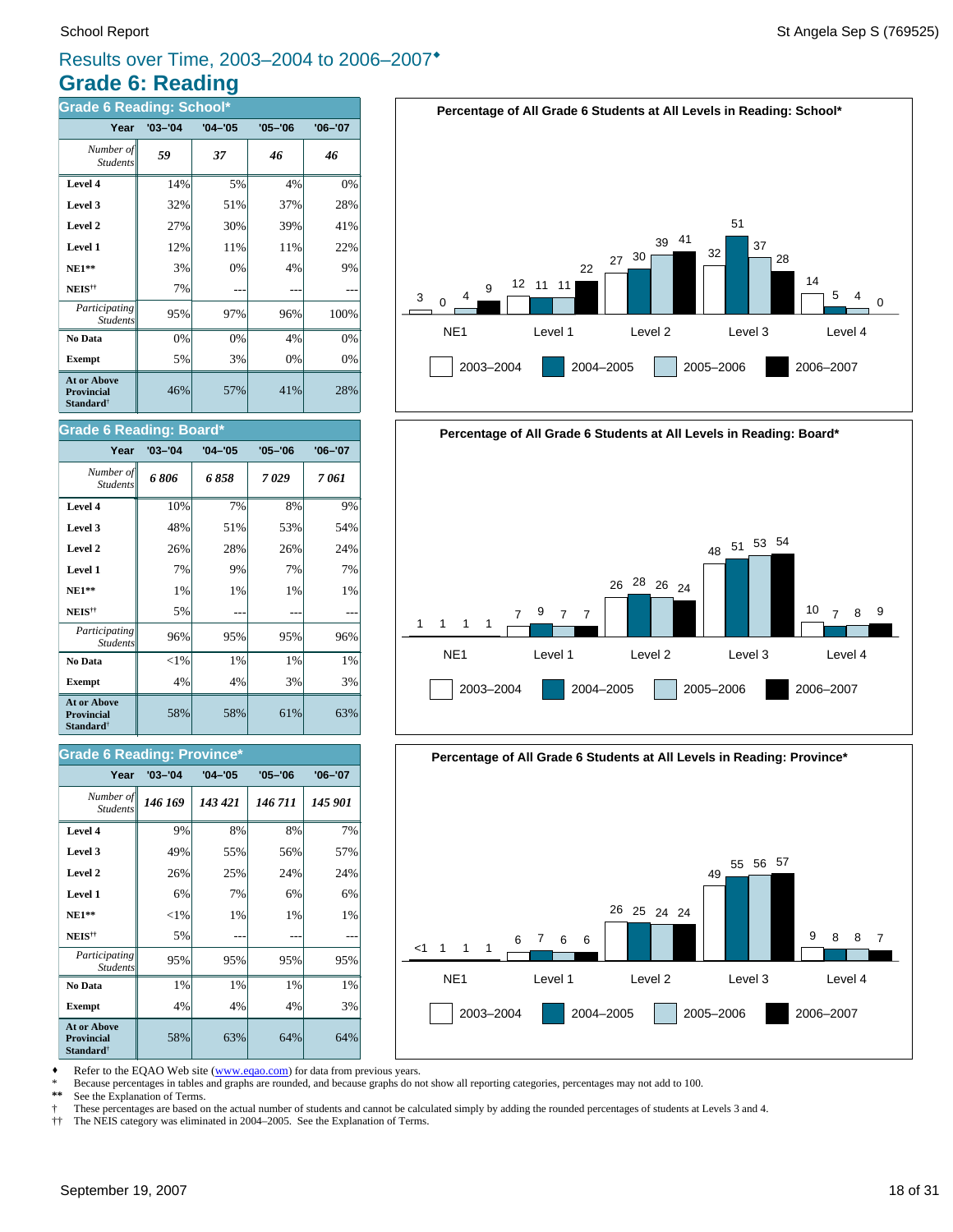# Results over Time, 2003–2004 to 2006–2007♦

## Grade 6: Reading

### Grade 6 Reading: School*

| Year | '03–'04 | '04–'05 | '05–'06 | '06–'07 |
|---|---|---|---|---|
| *Number of Students* | ***59*** | ***37*** | ***46*** | ***46*** |
| **Level 4** | 14% | 5% | 4% | 0% |
| **Level 3** | 32% | 51% | 37% | 28% |
| **Level 2** | 27% | 30% | 39% | 41% |
| **Level 1** | 12% | 11% | 11% | 22% |
| **NE1**** | 3% | 0% | 4% | 9% |
| **NEIS**†† | 7% | --- | --- | --- |
| *Participating Students* | 95% | 97% | 96% | 100% |
| **No Data** | 0% | 0% | 4% | 0% |
| **Exempt** | 5% | 3% | 0% | 0% |
| **At or Above Provincial Standard**† | 46% | 57% | 41% | 28% |

**Percentage of All Grade 6 Students at All Levels in Reading: School***

| | NE1 | Level 1 | Level 2 | Level 3 | Level 4 |
|---|---|---|---|---|---|
| 2003–2004 | 3 | 12 | 27 | 32 | 14 |
| 2004–2005 | 0 | 11 | 30 | 51 | 5 |
| 2005–2006 | 4 | 11 | 39 | 37 | 4 |
| 2006–2007 | 9 | 22 | 41 | 28 | 0 |

### Grade 6 Reading: Board*

| Year | '03–'04 | '04–'05 | '05–'06 | '06–'07 |
|---|---|---|---|---|
| *Number of Students* | ***6 806*** | ***6 858*** | ***7 029*** | ***7 061*** |
| **Level 4** | 10% | 7% | 8% | 9% |
| **Level 3** | 48% | 51% | 53% | 54% |
| **Level 2** | 26% | 28% | 26% | 24% |
| **Level 1** | 7% | 9% | 7% | 7% |
| **NE1**** | 1% | 1% | 1% | 1% |
| **NEIS**†† | 5% | --- | --- | --- |
| *Participating Students* | 96% | 95% | 95% | 96% |
| **No Data** | <1% | 1% | 1% | 1% |
| **Exempt** | 4% | 4% | 3% | 3% |
| **At or Above Provincial Standard**† | 58% | 58% | 61% | 63% |

**Percentage of All Grade 6 Students at All Levels in Reading: Board***

| | NE1 | Level 1 | Level 2 | Level 3 | Level 4 |
|---|---|---|---|---|---|
| 2003–2004 | 1 | 7 | 26 | 48 | 10 |
| 2004–2005 | 1 | 9 | 28 | 51 | 7 |
| 2005–2006 | 1 | 7 | 26 | 53 | 8 |
| 2006–2007 | 1 | 7 | 24 | 54 | 9 |

### Grade 6 Reading: Province*

| Year | '03–'04 | '04–'05 | '05–'06 | '06–'07 |
|---|---|---|---|---|
| *Number of Students* | ***146 169*** | ***143 421*** | ***146 711*** | ***145 901*** |
| **Level 4** | 9% | 8% | 8% | 7% |
| **Level 3** | 49% | 55% | 56% | 57% |
| **Level 2** | 26% | 25% | 24% | 24% |
| **Level 1** | 6% | 7% | 6% | 6% |
| **NE1**** | <1% | 1% | 1% | 1% |
| **NEIS**†† | 5% | --- | --- | --- |
| *Participating Students* | 95% | 95% | 95% | 95% |
| **No Data** | 1% | 1% | 1% | 1% |
| **Exempt** | 4% | 4% | 4% | 3% |
| **At or Above Provincial Standard**† | 58% | 63% | 64% | 64% |

**Percentage of All Grade 6 Students at All Levels in Reading: Province***

| | NE1 | Level 1 | Level 2 | Level 3 | Level 4 |
|---|---|---|---|---|---|
| 2003–2004 | <1 | 6 | 26 | 49 | 9 |
| 2004–2005 | 1 | 7 | 25 | 55 | 8 |
| 2005–2006 | 1 | 6 | 24 | 56 | 8 |
| 2006–2007 | 1 | 6 | 24 | 57 | 7 |

♦ Refer to the EQAO Web site (www.eqao.com) for data from previous years.
\* Because percentages in tables and graphs are rounded, and because graphs do not show all reporting categories, percentages may not add to 100.
** See the Explanation of Terms.
† These percentages are based on the actual number of students and cannot be calculated simply by adding the rounded percentages of students at Levels 3 and 4.
†† The NEIS category was eliminated in 2004–2005. See the Explanation of Terms.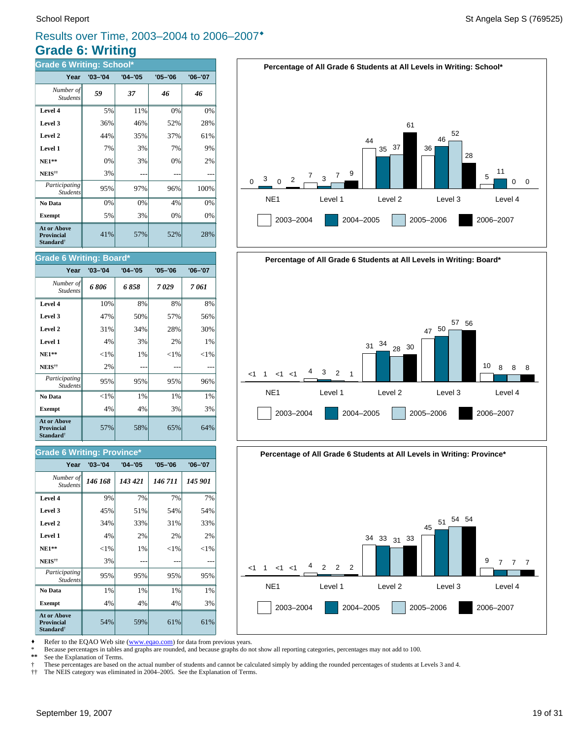# Results over Time, 2003–2004 to 2006–2007♦

## Grade 6: Writing

### Grade 6 Writing: School*

| Year | '03–'04 | '04–'05 | '05–'06 | '06–'07 |
|---|---|---|---|---|
| *Number of Students* | ***59*** | ***37*** | ***46*** | ***46*** |
| **Level 4** | 5% | 11% | 0% | 0% |
| **Level 3** | 36% | 46% | 52% | 28% |
| **Level 2** | 44% | 35% | 37% | 61% |
| **Level 1** | 7% | 3% | 7% | 9% |
| **NE1**** | 0% | 3% | 0% | 2% |
| **NEIS††** | 3% | --- | --- | --- |
| *Participating Students* | 95% | 97% | 96% | 100% |
| **No Data** | 0% | 0% | 4% | 0% |
| **Exempt** | 5% | 3% | 0% | 0% |
| **At or Above Provincial Standard†** | 41% | 57% | 52% | 28% |

**Percentage of All Grade 6 Students at All Levels in Writing: School***

| | NE1 | Level 1 | Level 2 | Level 3 | Level 4 |
|---|---|---|---|---|---|
| 2003–2004 | 0 | 7 | 44 | 36 | 5 |
| 2004–2005 | 3 | 3 | 35 | 46 | 11 |
| 2005–2006 | 0 | 7 | 37 | 52 | 0 |
| 2006–2007 | 2 | 9 | 61 | 28 | 0 |

### Grade 6 Writing: Board*

| Year | '03–'04 | '04–'05 | '05–'06 | '06–'07 |
|---|---|---|---|---|
| *Number of Students* | ***6 806*** | ***6 858*** | ***7 029*** | ***7 061*** |
| **Level 4** | 10% | 8% | 8% | 8% |
| **Level 3** | 47% | 50% | 57% | 56% |
| **Level 2** | 31% | 34% | 28% | 30% |
| **Level 1** | 4% | 3% | 2% | 1% |
| **NE1**** | <1% | 1% | <1% | <1% |
| **NEIS††** | 2% | --- | --- | --- |
| *Participating Students* | 95% | 95% | 95% | 96% |
| **No Data** | <1% | 1% | 1% | 1% |
| **Exempt** | 4% | 4% | 3% | 3% |
| **At or Above Provincial Standard†** | 57% | 58% | 65% | 64% |

**Percentage of All Grade 6 Students at All Levels in Writing: Board***

| | NE1 | Level 1 | Level 2 | Level 3 | Level 4 |
|---|---|---|---|---|---|
| 2003–2004 | <1 | 4 | 31 | 47 | 10 |
| 2004–2005 | 1 | 3 | 34 | 50 | 8 |
| 2005–2006 | <1 | 2 | 28 | 57 | 8 |
| 2006–2007 | <1 | 1 | 30 | 56 | 8 |

### Grade 6 Writing: Province*

| Year | '03–'04 | '04–'05 | '05–'06 | '06–'07 |
|---|---|---|---|---|
| *Number of Students* | ***146 168*** | ***143 421*** | ***146 711*** | ***145 901*** |
| **Level 4** | 9% | 7% | 7% | 7% |
| **Level 3** | 45% | 51% | 54% | 54% |
| **Level 2** | 34% | 33% | 31% | 33% |
| **Level 1** | 4% | 2% | 2% | 2% |
| **NE1**** | <1% | 1% | <1% | <1% |
| **NEIS††** | 3% | --- | --- | --- |
| *Participating Students* | 95% | 95% | 95% | 95% |
| **No Data** | 1% | 1% | 1% | 1% |
| **Exempt** | 4% | 4% | 4% | 3% |
| **At or Above Provincial Standard†** | 54% | 59% | 61% | 61% |

**Percentage of All Grade 6 Students at All Levels in Writing: Province***

| | NE1 | Level 1 | Level 2 | Level 3 | Level 4 |
|---|---|---|---|---|---|
| 2003–2004 | <1 | 4 | 34 | 45 | 9 |
| 2004–2005 | 1 | 2 | 33 | 51 | 7 |
| 2005–2006 | <1 | 2 | 31 | 54 | 7 |
| 2006–2007 | <1 | 2 | 33 | 54 | 7 |

♦ Refer to the EQAO Web site (www.eqao.com) for data from previous years.
\* Because percentages in tables and graphs are rounded, and because graphs do not show all reporting categories, percentages may not add to 100.
** See the Explanation of Terms.
† These percentages are based on the actual number of students and cannot be calculated simply by adding the rounded percentages of students at Levels 3 and 4.
†† The NEIS category was eliminated in 2004–2005. See the Explanation of Terms.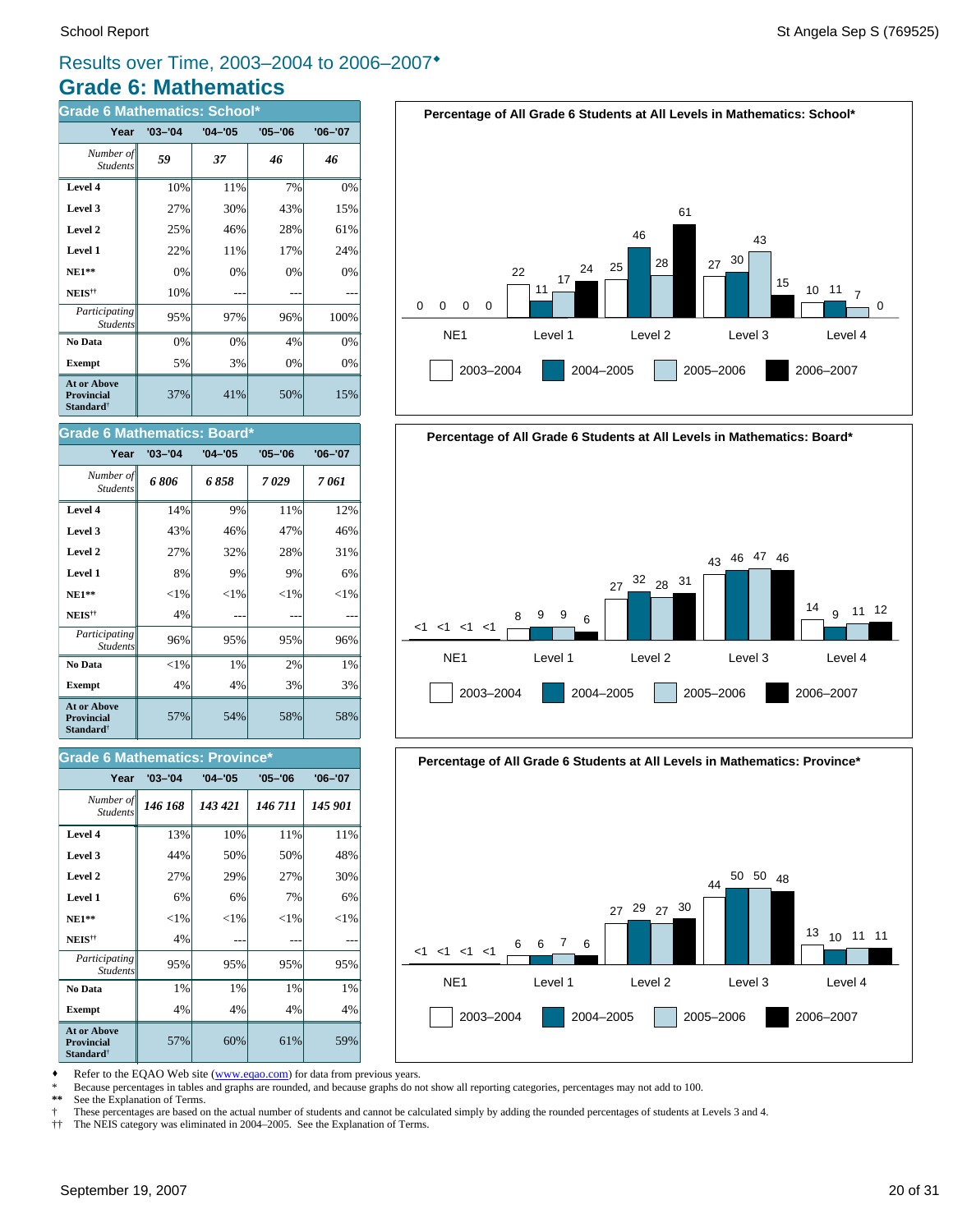# Results over Time, 2003–2004 to 2006–2007♦

## Grade 6: Mathematics

### Grade 6 Mathematics: School*

| Year | '03–'04 | '04–'05 | '05–'06 | '06–'07 |
|---|---|---|---|---|
| *Number of Students* | *59* | *37* | *46* | *46* |
| **Level 4** | 10% | 11% | 7% | 0% |
| **Level 3** | 27% | 30% | 43% | 15% |
| **Level 2** | 25% | 46% | 28% | 61% |
| **Level 1** | 22% | 11% | 17% | 24% |
| **NE1\*\*** | 0% | 0% | 0% | 0% |
| **NEIS††** | 10% | --- | --- | --- |
| *Participating Students* | 95% | 97% | 96% | 100% |
| **No Data** | 0% | 0% | 4% | 0% |
| **Exempt** | 5% | 3% | 0% | 0% |
| **At or Above Provincial Standard†** | 37% | 41% | 50% | 15% |

**Percentage of All Grade 6 Students at All Levels in Mathematics: School***

| | NE1 | Level 1 | Level 2 | Level 3 | Level 4 |
|---|---|---|---|---|---|
| 2003–2004 | 0 | 22 | 25 | 27 | 10 |
| 2004–2005 | 0 | 11 | 46 | 30 | 11 |
| 2005–2006 | 0 | 17 | 28 | 43 | 7 |
| 2006–2007 | 0 | 24 | 61 | 15 | 0 |

### Grade 6 Mathematics: Board*

| Year | '03–'04 | '04–'05 | '05–'06 | '06–'07 |
|---|---|---|---|---|
| *Number of Students* | *6 806* | *6 858* | *7 029* | *7 061* |
| **Level 4** | 14% | 9% | 11% | 12% |
| **Level 3** | 43% | 46% | 47% | 46% |
| **Level 2** | 27% | 32% | 28% | 31% |
| **Level 1** | 8% | 9% | 9% | 6% |
| **NE1\*\*** | <1% | <1% | <1% | <1% |
| **NEIS††** | 4% | --- | --- | --- |
| *Participating Students* | 96% | 95% | 95% | 96% |
| **No Data** | <1% | 1% | 2% | 1% |
| **Exempt** | 4% | 4% | 3% | 3% |
| **At or Above Provincial Standard†** | 57% | 54% | 58% | 58% |

**Percentage of All Grade 6 Students at All Levels in Mathematics: Board***

| | NE1 | Level 1 | Level 2 | Level 3 | Level 4 |
|---|---|---|---|---|---|
| 2003–2004 | <1 | 8 | 27 | 43 | 14 |
| 2004–2005 | <1 | 9 | 32 | 46 | 9 |
| 2005–2006 | <1 | 9 | 28 | 47 | 11 |
| 2006–2007 | <1 | 6 | 31 | 46 | 12 |

### Grade 6 Mathematics: Province*

| Year | '03–'04 | '04–'05 | '05–'06 | '06–'07 |
|---|---|---|---|---|
| *Number of Students* | *146 168* | *143 421* | *146 711* | *145 901* |
| **Level 4** | 13% | 10% | 11% | 11% |
| **Level 3** | 44% | 50% | 50% | 48% |
| **Level 2** | 27% | 29% | 27% | 30% |
| **Level 1** | 6% | 6% | 7% | 6% |
| **NE1\*\*** | <1% | <1% | <1% | <1% |
| **NEIS††** | 4% | --- | --- | --- |
| *Participating Students* | 95% | 95% | 95% | 95% |
| **No Data** | 1% | 1% | 1% | 1% |
| **Exempt** | 4% | 4% | 4% | 4% |
| **At or Above Provincial Standard†** | 57% | 60% | 61% | 59% |

**Percentage of All Grade 6 Students at All Levels in Mathematics: Province***

| | NE1 | Level 1 | Level 2 | Level 3 | Level 4 |
|---|---|---|---|---|---|
| 2003–2004 | <1 | 6 | 27 | 44 | 13 |
| 2004–2005 | <1 | 6 | 29 | 50 | 10 |
| 2005–2006 | <1 | 7 | 27 | 50 | 11 |
| 2006–2007 | <1 | 6 | 30 | 48 | 11 |

♦ Refer to the EQAO Web site (www.eqao.com) for data from previous years.
\* Because percentages in tables and graphs are rounded, and because graphs do not show all reporting categories, percentages may not add to 100.
\*\* See the Explanation of Terms.
† These percentages are based on the actual number of students and cannot be calculated simply by adding the rounded percentages of students at Levels 3 and 4.
†† The NEIS category was eliminated in 2004–2005. See the Explanation of Terms.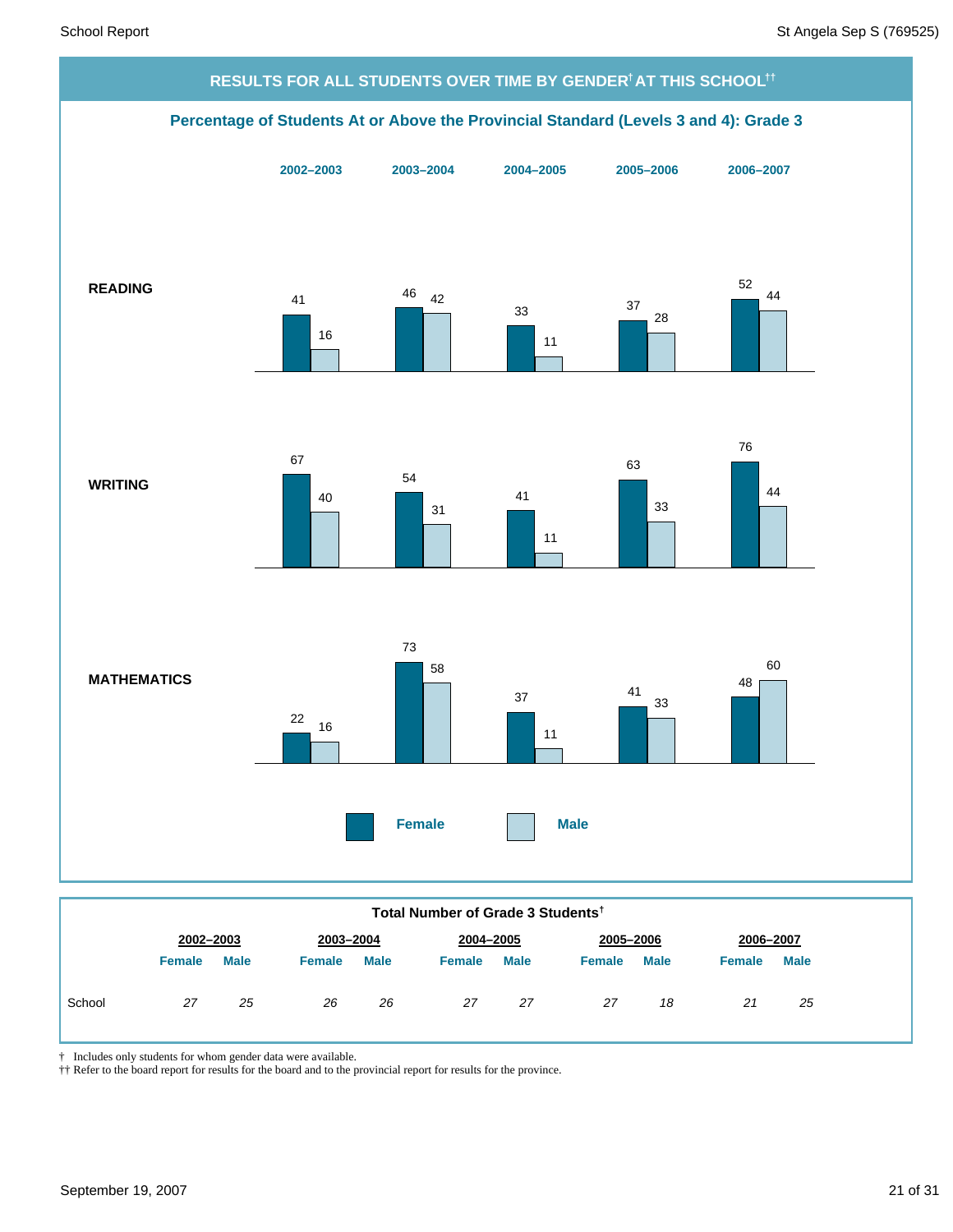## RESULTS FOR ALL STUDENTS OVER TIME BY GENDER† AT THIS SCHOOL††

### Percentage of Students At or Above the Provincial Standard (Levels 3 and 4): Grade 3

| | 2002–2003 | | 2003–2004 | | 2004–2005 | | 2005–2006 | | 2006–2007 | |
|---|---|---|---|---|---|---|---|---|---|---|
| | Female | Male | Female | Male | Female | Male | Female | Male | Female | Male |
| **READING** | 41 | 16 | 46 | 42 | 33 | 11 | 37 | 28 | 52 | 44 |
| **WRITING** | 67 | 40 | 54 | 31 | 41 | 11 | 63 | 33 | 76 | 44 |
| **MATHEMATICS** | 22 | 16 | 73 | 58 | 37 | 11 | 41 | 33 | 48 | 60 |

**Total Number of Grade 3 Students†**

| | 2002–2003 | | 2003–2004 | | 2004–2005 | | 2005–2006 | | 2006–2007 | |
|---|---|---|---|---|---|---|---|---|---|---|
| | Female | Male | Female | Male | Female | Male | Female | Male | Female | Male |
| School | *27* | *25* | *26* | *26* | *27* | *27* | *27* | *18* | *21* | *25* |

† Includes only students for whom gender data were available.
†† Refer to the board report for results for the board and to the provincial report for results for the province.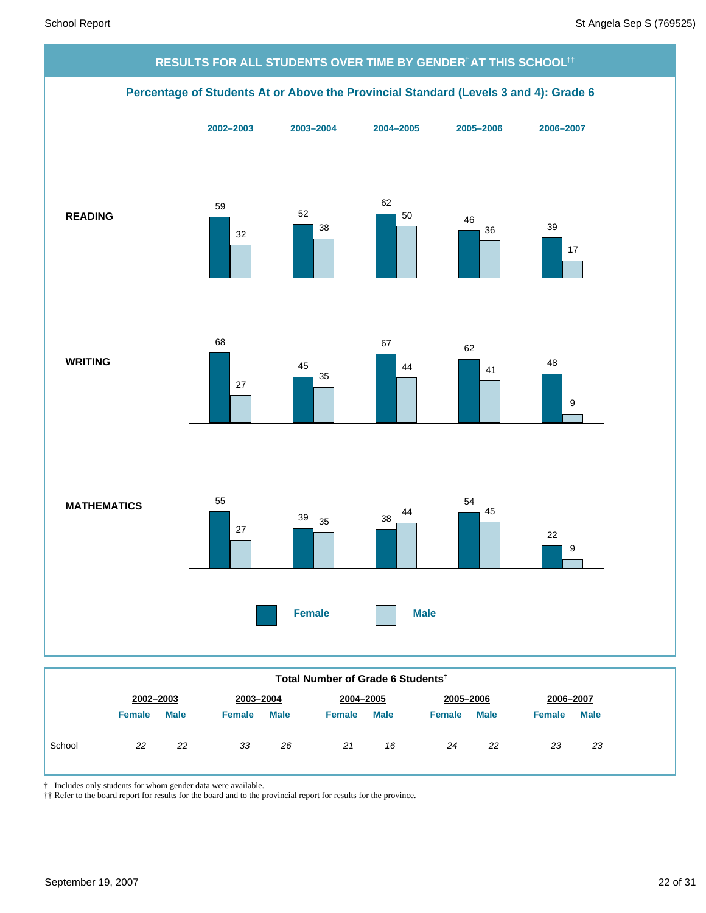## RESULTS FOR ALL STUDENTS OVER TIME BY GENDER† AT THIS SCHOOL††

### Percentage of Students At or Above the Provincial Standard (Levels 3 and 4): Grade 6

| | 2002–2003 | | 2003–2004 | | 2004–2005 | | 2005–2006 | | 2006–2007 | |
|---|---|---|---|---|---|---|---|---|---|---|
| | Female | Male | Female | Male | Female | Male | Female | Male | Female | Male |
| **READING** | 59 | 32 | 52 | 38 | 62 | 50 | 46 | 36 | 39 | 17 |
| **WRITING** | 68 | 27 | 45 | 35 | 67 | 44 | 62 | 41 | 48 | 9 |
| **MATHEMATICS** | 55 | 27 | 39 | 35 | 38 | 44 | 54 | 45 | 22 | 9 |

### Total Number of Grade 6 Students†

| | 2002–2003 | | 2003–2004 | | 2004–2005 | | 2005–2006 | | 2006–2007 | |
|---|---|---|---|---|---|---|---|---|---|---|
| | Female | Male | Female | Male | Female | Male | Female | Male | Female | Male |
| School | *22* | *22* | *33* | *26* | *21* | *16* | *24* | *22* | *23* | *23* |

† Includes only students for whom gender data were available.
†† Refer to the board report for results for the board and to the provincial report for results for the province.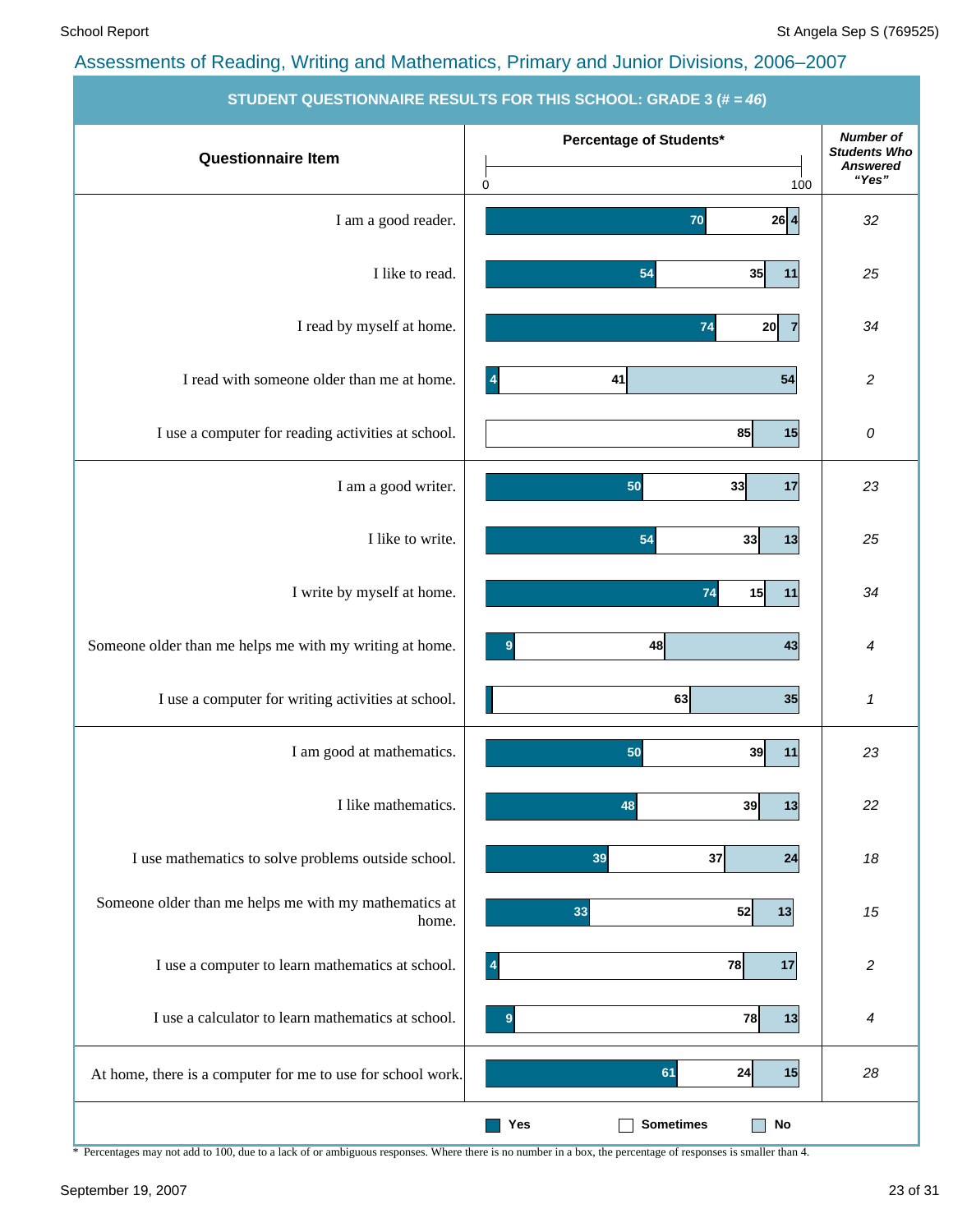## Assessments of Reading, Writing and Mathematics, Primary and Junior Divisions, 2006–2007

**STUDENT QUESTIONNAIRE RESULTS FOR THIS SCHOOL: GRADE 3 (# = 46)**

| Questionnaire Item | Yes (%) | Sometimes (%) | No (%) | Number of Students Who Answered "Yes" |
|---|---|---|---|---|
| I am a good reader. | 70 | 26 | 4 | 32 |
| I like to read. | 54 | 35 | 11 | 25 |
| I read by myself at home. | 74 | 20 | 7 | 34 |
| I read with someone older than me at home. | 4 | 41 | 54 | 2 |
| I use a computer for reading activities at school. | | 85 | 15 | 0 |
| I am a good writer. | 50 | 33 | 17 | 23 |
| I like to write. | 54 | 33 | 13 | 25 |
| I write by myself at home. | 74 | 15 | 11 | 34 |
| Someone older than me helps me with my writing at home. | 9 | 48 | 43 | 4 |
| I use a computer for writing activities at school. | | 63 | 35 | 1 |
| I am good at mathematics. | 50 | 39 | 11 | 23 |
| I like mathematics. | 48 | 39 | 13 | 22 |
| I use mathematics to solve problems outside school. | 39 | 37 | 24 | 18 |
| Someone older than me helps me with my mathematics at home. | 33 | 52 | 13 | 15 |
| I use a computer to learn mathematics at school. | 4 | 78 | 17 | 2 |
| I use a calculator to learn mathematics at school. | 9 | 78 | 13 | 4 |
| At home, there is a computer for me to use for school work. | 61 | 24 | 15 | 28 |

\* Percentages may not add to 100, due to a lack of or ambiguous responses. Where there is no number in a box, the percentage of responses is smaller than 4.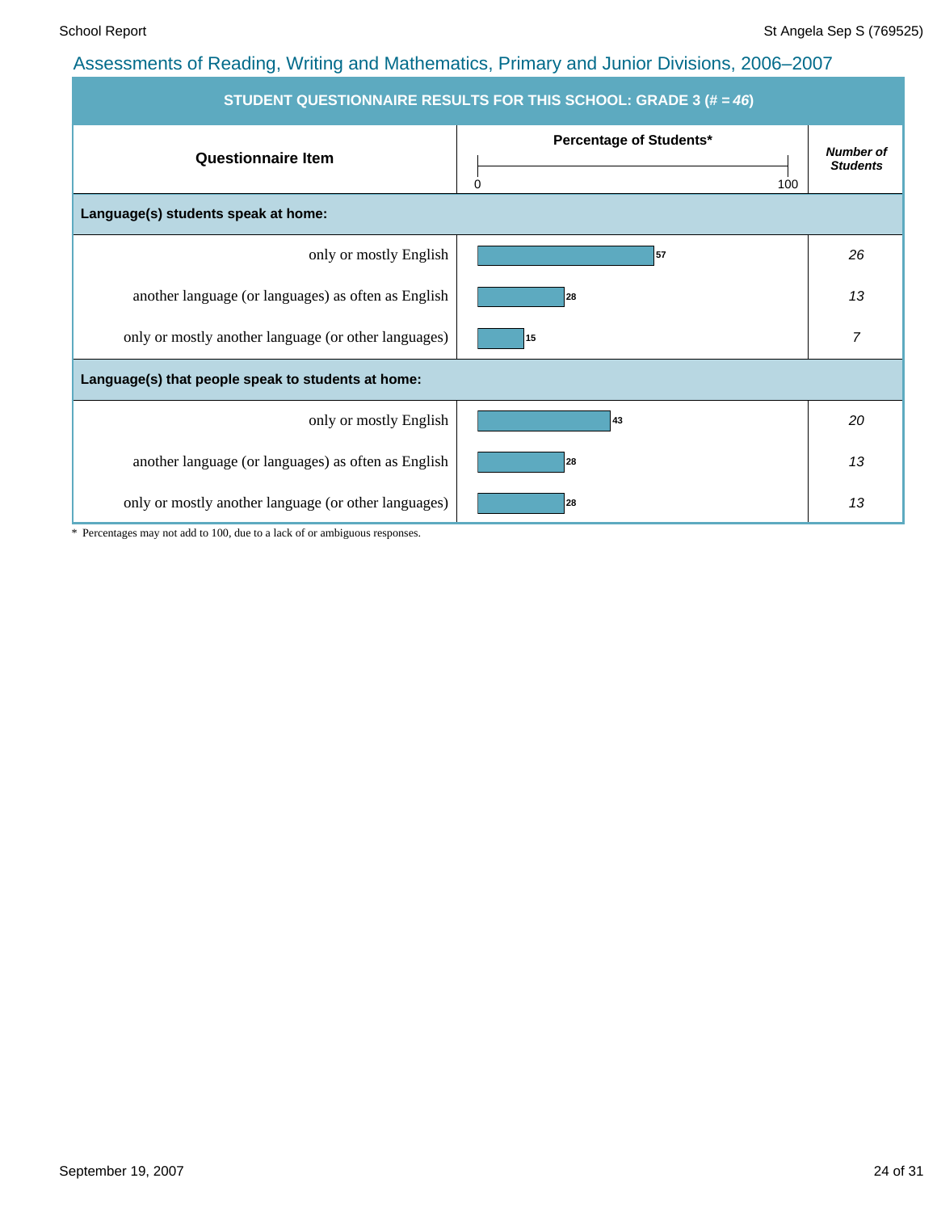## Assessments of Reading, Writing and Mathematics, Primary and Junior Divisions, 2006–2007

**STUDENT QUESTIONNAIRE RESULTS FOR THIS SCHOOL: GRADE 3 (# = *46*)**

| Questionnaire Item | Percentage of Students* | *Number of Students* |
|---|---|---|
| **Language(s) students speak at home:** | | |
| only or mostly English | 57 | *26* |
| another language (or languages) as often as English | 28 | *13* |
| only or mostly another language (or other languages) | 15 | *7* |
| **Language(s) that people speak to students at home:** | | |
| only or mostly English | 43 | *20* |
| another language (or languages) as often as English | 28 | *13* |
| only or mostly another language (or other languages) | 28 | *13* |

\* Percentages may not add to 100, due to a lack of or ambiguous responses.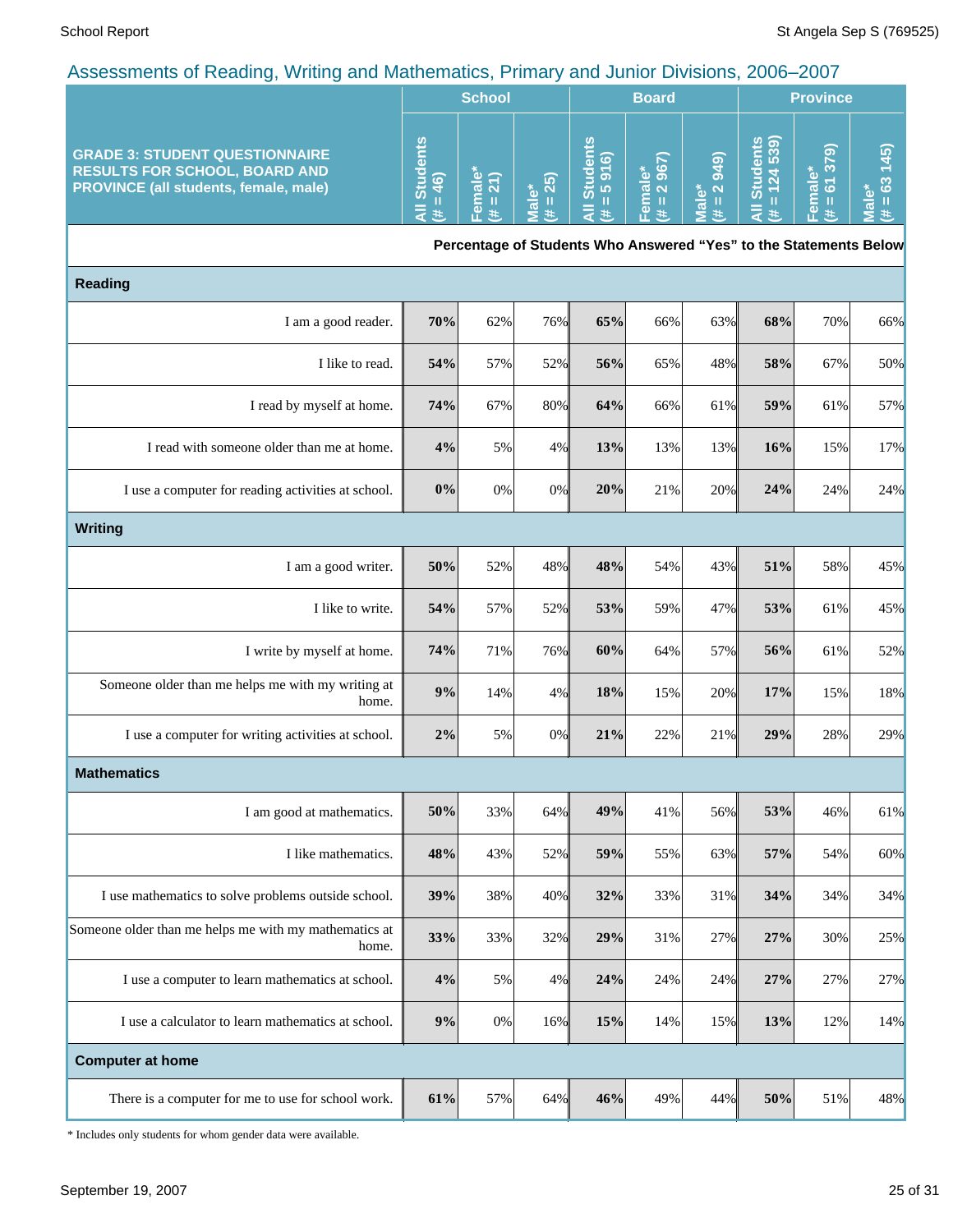## Assessments of Reading, Writing and Mathematics, Primary and Junior Divisions, 2006–2007

| GRADE 3: STUDENT QUESTIONNAIRE RESULTS FOR SCHOOL, BOARD AND PROVINCE (all students, female, male) | School | | | Board | | | Province | | |
|---|---|---|---|---|---|---|---|---|---|
| | All Students (# = 46) | Female* (# = 21) | Male* (# = 25) | All Students (# = 5 916) | Female* (# = 2 967) | Male* (# = 2 949) | All Students (# = 124 539) | Female* (# = 61 379) | Male* (# = 63 145) |
| | Percentage of Students Who Answered "Yes" to the Statements Below | | | | | | | | |
| **Reading** | | | | | | | | | |
| I am a good reader. | **70%** | 62% | 76% | **65%** | 66% | 63% | **68%** | 70% | 66% |
| I like to read. | **54%** | 57% | 52% | **56%** | 65% | 48% | **58%** | 67% | 50% |
| I read by myself at home. | **74%** | 67% | 80% | **64%** | 66% | 61% | **59%** | 61% | 57% |
| I read with someone older than me at home. | **4%** | 5% | 4% | **13%** | 13% | 13% | **16%** | 15% | 17% |
| I use a computer for reading activities at school. | **0%** | 0% | 0% | **20%** | 21% | 20% | **24%** | 24% | 24% |
| **Writing** | | | | | | | | | |
| I am a good writer. | **50%** | 52% | 48% | **48%** | 54% | 43% | **51%** | 58% | 45% |
| I like to write. | **54%** | 57% | 52% | **53%** | 59% | 47% | **53%** | 61% | 45% |
| I write by myself at home. | **74%** | 71% | 76% | **60%** | 64% | 57% | **56%** | 61% | 52% |
| Someone older than me helps me with my writing at home. | **9%** | 14% | 4% | **18%** | 15% | 20% | **17%** | 15% | 18% |
| I use a computer for writing activities at school. | **2%** | 5% | 0% | **21%** | 22% | 21% | **29%** | 28% | 29% |
| **Mathematics** | | | | | | | | | |
| I am good at mathematics. | **50%** | 33% | 64% | **49%** | 41% | 56% | **53%** | 46% | 61% |
| I like mathematics. | **48%** | 43% | 52% | **59%** | 55% | 63% | **57%** | 54% | 60% |
| I use mathematics to solve problems outside school. | **39%** | 38% | 40% | **32%** | 33% | 31% | **34%** | 34% | 34% |
| Someone older than me helps me with my mathematics at home. | **33%** | 33% | 32% | **29%** | 31% | 27% | **27%** | 30% | 25% |
| I use a computer to learn mathematics at school. | **4%** | 5% | 4% | **24%** | 24% | 24% | **27%** | 27% | 27% |
| I use a calculator to learn mathematics at school. | **9%** | 0% | 16% | **15%** | 14% | 15% | **13%** | 12% | 14% |
| **Computer at home** | | | | | | | | | |
| There is a computer for me to use for school work. | **61%** | 57% | 64% | **46%** | 49% | 44% | **50%** | 51% | 48% |

* Includes only students for whom gender data were available.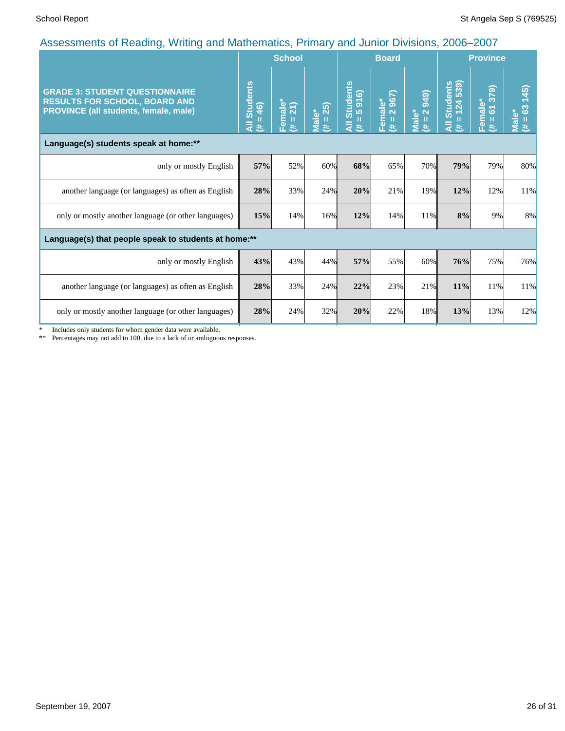## Assessments of Reading, Writing and Mathematics, Primary and Junior Divisions, 2006–2007

| GRADE 3: STUDENT QUESTIONNAIRE RESULTS FOR SCHOOL, BOARD AND PROVINCE (all students, female, male) | School | | | Board | | | Province | | |
|---|---|---|---|---|---|---|---|---|---|
| | All Students (# = 46) | Female* (# = 21) | Male* (# = 25) | All Students (# = 5 916) | Female* (# = 2 967) | Male* (# = 2 949) | All Students (# = 124 539) | Female* (# = 61 379) | Male* (# = 63 145) |
| **Language(s) students speak at home:**** | | | | | | | | | |
| only or mostly English | **57%** | 52% | 60% | **68%** | 65% | 70% | **79%** | 79% | 80% |
| another language (or languages) as often as English | **28%** | 33% | 24% | **20%** | 21% | 19% | **12%** | 12% | 11% |
| only or mostly another language (or other languages) | **15%** | 14% | 16% | **12%** | 14% | 11% | **8%** | 9% | 8% |
| **Language(s) that people speak to students at home:**** | | | | | | | | | |
| only or mostly English | **43%** | 43% | 44% | **57%** | 55% | 60% | **76%** | 75% | 76% |
| another language (or languages) as often as English | **28%** | 33% | 24% | **22%** | 23% | 21% | **11%** | 11% | 11% |
| only or mostly another language (or other languages) | **28%** | 24% | 32% | **20%** | 22% | 18% | **13%** | 13% | 12% |

\* Includes only students for whom gender data were available.
\*\* Percentages may not add to 100, due to a lack of or ambiguous responses.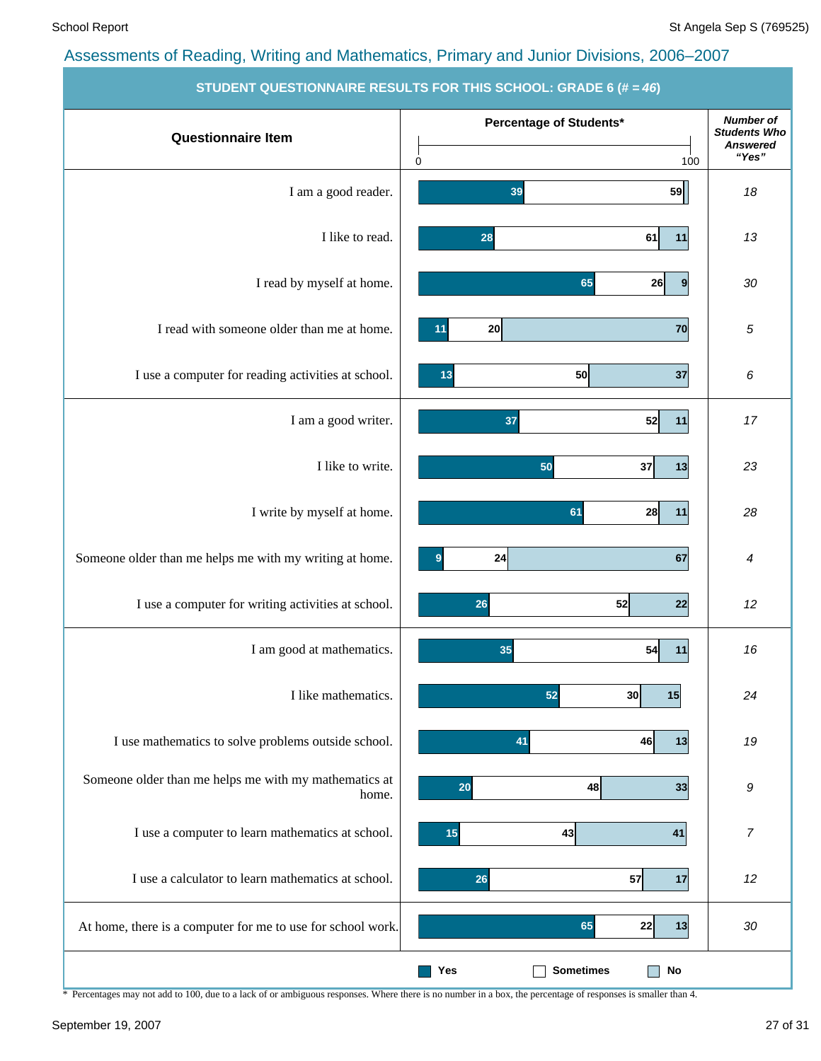## Assessments of Reading, Writing and Mathematics, Primary and Junior Divisions, 2006–2007

**STUDENT QUESTIONNAIRE RESULTS FOR THIS SCHOOL: GRADE 6 (# = *46*)**

| Questionnaire Item | Yes (%) | Sometimes (%) | No (%) | Number of Students Who Answered "Yes" |
|---|---|---|---|---|
| I am a good reader. | 39 | 59 | | 18 |
| I like to read. | 28 | 61 | 11 | 13 |
| I read by myself at home. | 65 | 26 | 9 | 30 |
| I read with someone older than me at home. | 11 | 20 | 70 | 5 |
| I use a computer for reading activities at school. | 13 | 50 | 37 | 6 |
| I am a good writer. | 37 | 52 | 11 | 17 |
| I like to write. | 50 | 37 | 13 | 23 |
| I write by myself at home. | 61 | 28 | 11 | 28 |
| Someone older than me helps me with my writing at home. | 9 | 24 | 67 | 4 |
| I use a computer for writing activities at school. | 26 | 52 | 22 | 12 |
| I am good at mathematics. | 35 | 54 | 11 | 16 |
| I like mathematics. | 52 | 30 | 15 | 24 |
| I use mathematics to solve problems outside school. | 41 | 46 | 13 | 19 |
| Someone older than me helps me with my mathematics at home. | 20 | 48 | 33 | 9 |
| I use a computer to learn mathematics at school. | 15 | 43 | 41 | 7 |
| I use a calculator to learn mathematics at school. | 26 | 57 | 17 | 12 |
| At home, there is a computer for me to use for school work. | 65 | 22 | 13 | 30 |

\* Percentages may not add to 100, due to a lack of or ambiguous responses. Where there is no number in a box, the percentage of responses is smaller than 4.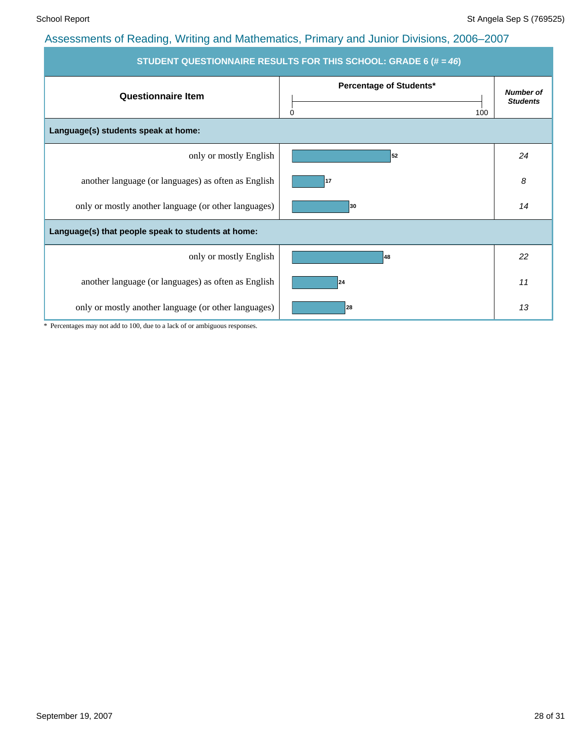## Assessments of Reading, Writing and Mathematics, Primary and Junior Divisions, 2006–2007

| STUDENT QUESTIONNAIRE RESULTS FOR THIS SCHOOL: GRADE 6 (# = *46*) | | |
|---|---|---|
| **Questionnaire Item** | **Percentage of Students*** (0–100) | ***Number of Students*** |
| **Language(s) students speak at home:** | | |
| only or mostly English | 52 | *24* |
| another language (or languages) as often as English | 17 | *8* |
| only or mostly another language (or other languages) | 30 | *14* |
| **Language(s) that people speak to students at home:** | | |
| only or mostly English | 48 | *22* |
| another language (or languages) as often as English | 24 | *11* |
| only or mostly another language (or other languages) | 28 | *13* |

\* Percentages may not add to 100, due to a lack of or ambiguous responses.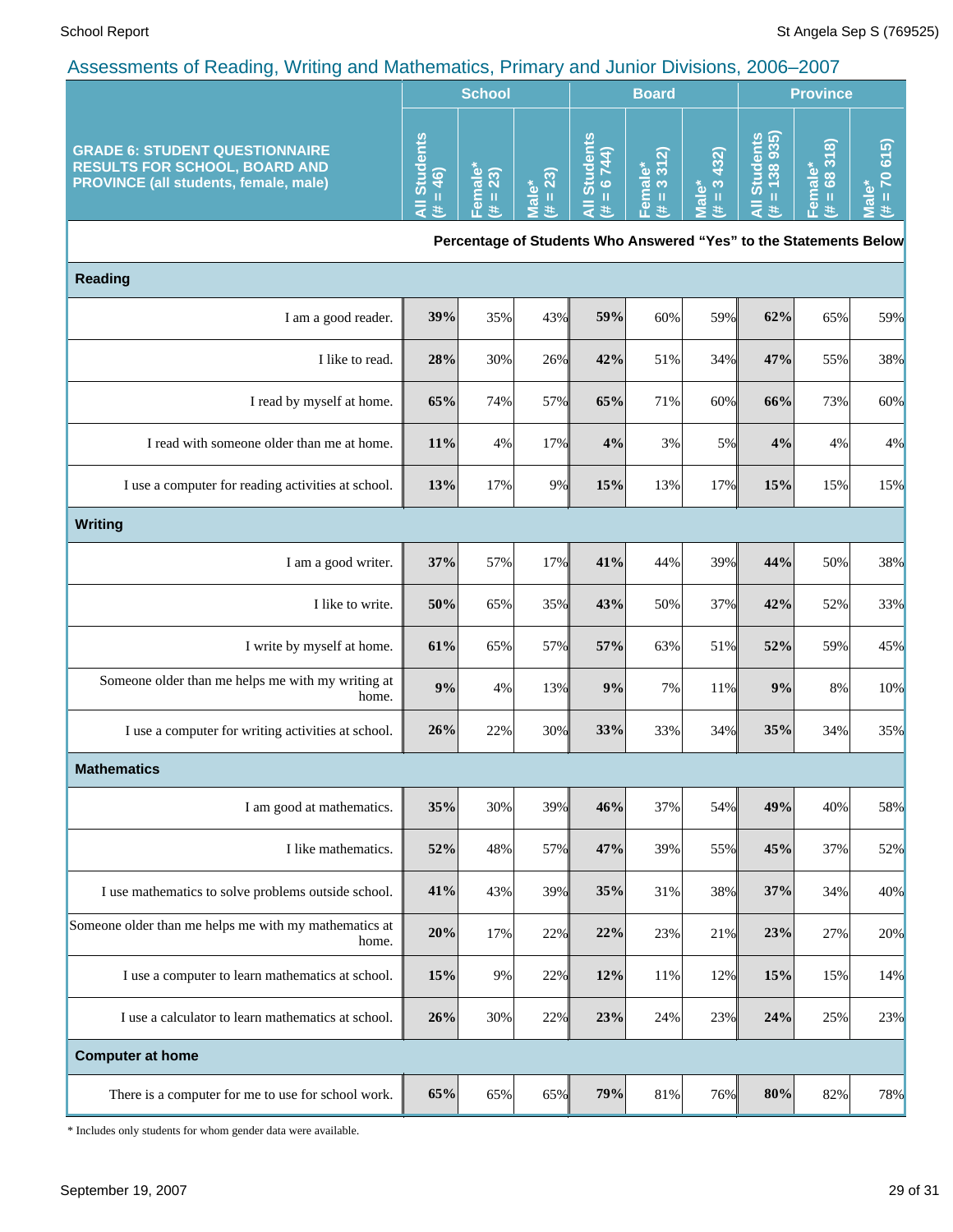## Assessments of Reading, Writing and Mathematics, Primary and Junior Divisions, 2006–2007

| GRADE 6: STUDENT QUESTIONNAIRE RESULTS FOR SCHOOL, BOARD AND PROVINCE (all students, female, male) | School | | | Board | | | Province | | |
|---|---|---|---|---|---|---|---|---|---|
| | All Students (# = 46) | Female* (# = 23) | Male* (# = 23) | All Students (# = 6 744) | Female* (# = 3 312) | Male* (# = 3 432) | All Students (# = 138 935) | Female* (# = 68 318) | Male* (# = 70 615) |
| **Percentage of Students Who Answered "Yes" to the Statements Below** | | | | | | | | | |
| **Reading** | | | | | | | | | |
| I am a good reader. | **39%** | 35% | 43% | **59%** | 60% | 59% | **62%** | 65% | 59% |
| I like to read. | **28%** | 30% | 26% | **42%** | 51% | 34% | **47%** | 55% | 38% |
| I read by myself at home. | **65%** | 74% | 57% | **65%** | 71% | 60% | **66%** | 73% | 60% |
| I read with someone older than me at home. | **11%** | 4% | 17% | **4%** | 3% | 5% | **4%** | 4% | 4% |
| I use a computer for reading activities at school. | **13%** | 17% | 9% | **15%** | 13% | 17% | **15%** | 15% | 15% |
| **Writing** | | | | | | | | | |
| I am a good writer. | **37%** | 57% | 17% | **41%** | 44% | 39% | **44%** | 50% | 38% |
| I like to write. | **50%** | 65% | 35% | **43%** | 50% | 37% | **42%** | 52% | 33% |
| I write by myself at home. | **61%** | 65% | 57% | **57%** | 63% | 51% | **52%** | 59% | 45% |
| Someone older than me helps me with my writing at home. | **9%** | 4% | 13% | **9%** | 7% | 11% | **9%** | 8% | 10% |
| I use a computer for writing activities at school. | **26%** | 22% | 30% | **33%** | 33% | 34% | **35%** | 34% | 35% |
| **Mathematics** | | | | | | | | | |
| I am good at mathematics. | **35%** | 30% | 39% | **46%** | 37% | 54% | **49%** | 40% | 58% |
| I like mathematics. | **52%** | 48% | 57% | **47%** | 39% | 55% | **45%** | 37% | 52% |
| I use mathematics to solve problems outside school. | **41%** | 43% | 39% | **35%** | 31% | 38% | **37%** | 34% | 40% |
| Someone older than me helps me with my mathematics at home. | **20%** | 17% | 22% | **22%** | 23% | 21% | **23%** | 27% | 20% |
| I use a computer to learn mathematics at school. | **15%** | 9% | 22% | **12%** | 11% | 12% | **15%** | 15% | 14% |
| I use a calculator to learn mathematics at school. | **26%** | 30% | 22% | **23%** | 24% | 23% | **24%** | 25% | 23% |
| **Computer at home** | | | | | | | | | |
| There is a computer for me to use for school work. | **65%** | 65% | 65% | **79%** | 81% | 76% | **80%** | 82% | 78% |

* Includes only students for whom gender data were available.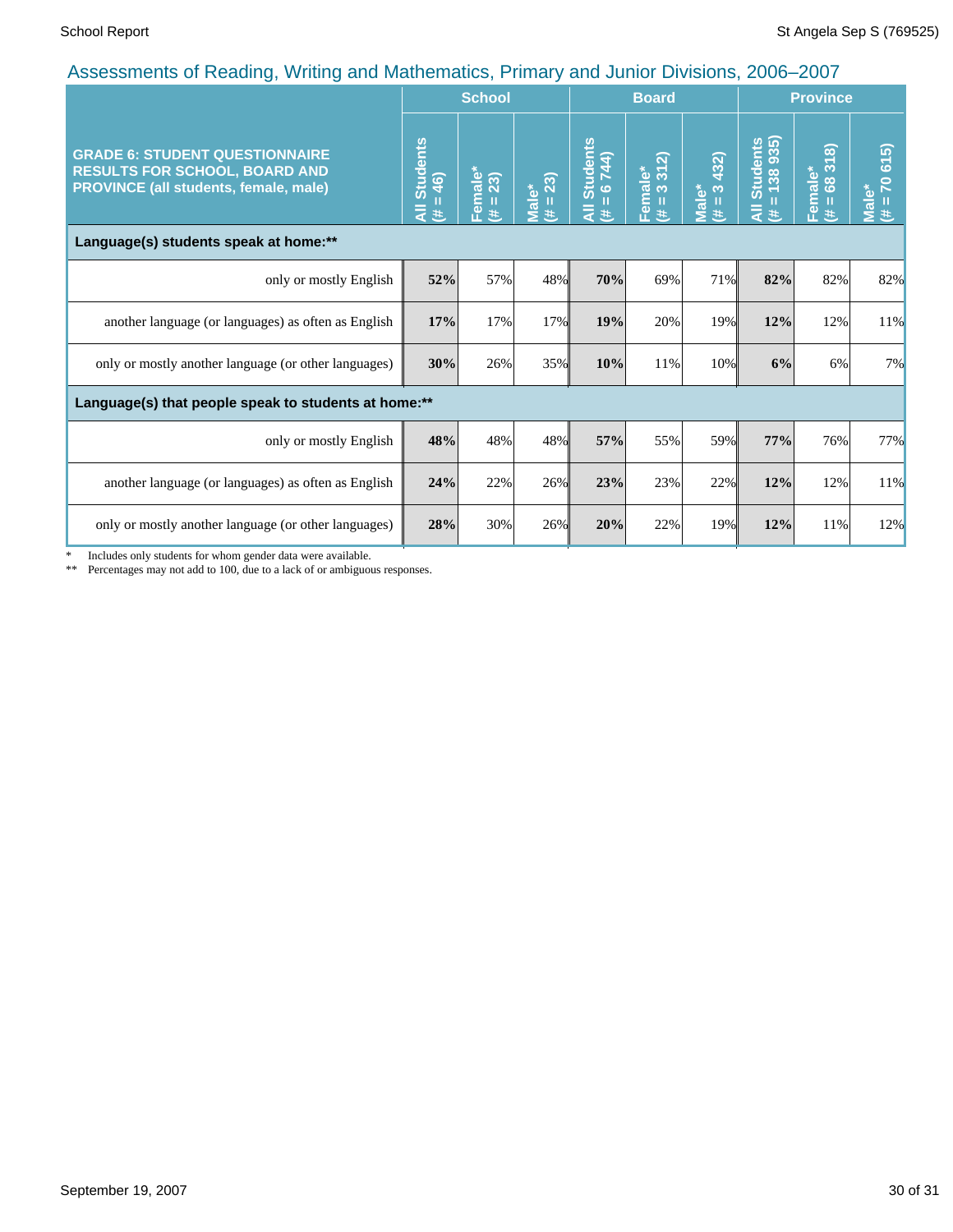## Assessments of Reading, Writing and Mathematics, Primary and Junior Divisions, 2006–2007

| GRADE 6: STUDENT QUESTIONNAIRE RESULTS FOR SCHOOL, BOARD AND PROVINCE (all students, female, male) | School | | | Board | | | Province | | |
|---|---|---|---|---|---|---|---|---|---|
| | All Students (# = 46) | Female* (# = 23) | Male* (# = 23) | All Students (# = 6 744) | Female* (# = 3 312) | Male* (# = 3 432) | All Students (# = 138 935) | Female* (# = 68 318) | Male* (# = 70 615) |
| **Language(s) students speak at home:**** | | | | | | | | | |
| only or mostly English | **52%** | 57% | 48% | **70%** | 69% | 71% | **82%** | 82% | 82% |
| another language (or languages) as often as English | **17%** | 17% | 17% | **19%** | 20% | 19% | **12%** | 12% | 11% |
| only or mostly another language (or other languages) | **30%** | 26% | 35% | **10%** | 11% | 10% | **6%** | 6% | 7% |
| **Language(s) that people speak to students at home:**** | | | | | | | | | |
| only or mostly English | **48%** | 48% | 48% | **57%** | 55% | 59% | **77%** | 76% | 77% |
| another language (or languages) as often as English | **24%** | 22% | 26% | **23%** | 23% | 22% | **12%** | 12% | 11% |
| only or mostly another language (or other languages) | **28%** | 30% | 26% | **20%** | 22% | 19% | **12%** | 11% | 12% |

\* Includes only students for whom gender data were available.

** Percentages may not add to 100, due to a lack of or ambiguous responses.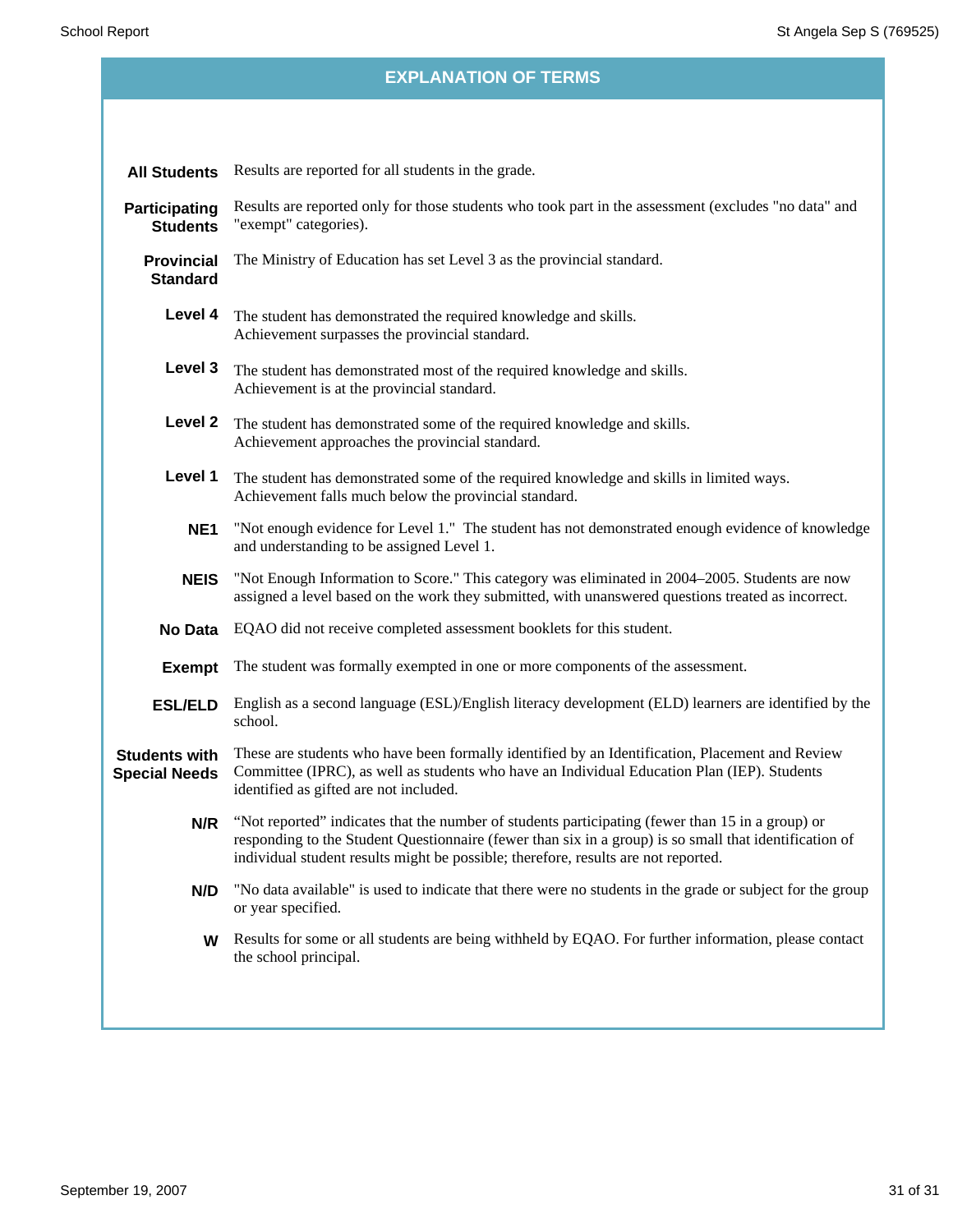## EXPLANATION OF TERMS

**All Students** Results are reported for all students in the grade.

**Participating Students** Results are reported only for those students who took part in the assessment (excludes "no data" and "exempt" categories).

**Provincial Standard** The Ministry of Education has set Level 3 as the provincial standard.

**Level 4** The student has demonstrated the required knowledge and skills. Achievement surpasses the provincial standard.

**Level 3** The student has demonstrated most of the required knowledge and skills. Achievement is at the provincial standard.

**Level 2** The student has demonstrated some of the required knowledge and skills. Achievement approaches the provincial standard.

**Level 1** The student has demonstrated some of the required knowledge and skills in limited ways. Achievement falls much below the provincial standard.

**NE1** "Not enough evidence for Level 1." The student has not demonstrated enough evidence of knowledge and understanding to be assigned Level 1.

**NEIS** "Not Enough Information to Score." This category was eliminated in 2004–2005. Students are now assigned a level based on the work they submitted, with unanswered questions treated as incorrect.

**No Data** EQAO did not receive completed assessment booklets for this student.

**Exempt** The student was formally exempted in one or more components of the assessment.

**ESL/ELD** English as a second language (ESL)/English literacy development (ELD) learners are identified by the school.

**Students with Special Needs** These are students who have been formally identified by an Identification, Placement and Review Committee (IPRC), as well as students who have an Individual Education Plan (IEP). Students identified as gifted are not included.

**N/R** "Not reported" indicates that the number of students participating (fewer than 15 in a group) or responding to the Student Questionnaire (fewer than six in a group) is so small that identification of individual student results might be possible; therefore, results are not reported.

**N/D** "No data available" is used to indicate that there were no students in the grade or subject for the group or year specified.

**W** Results for some or all students are being withheld by EQAO. For further information, please contact the school principal.